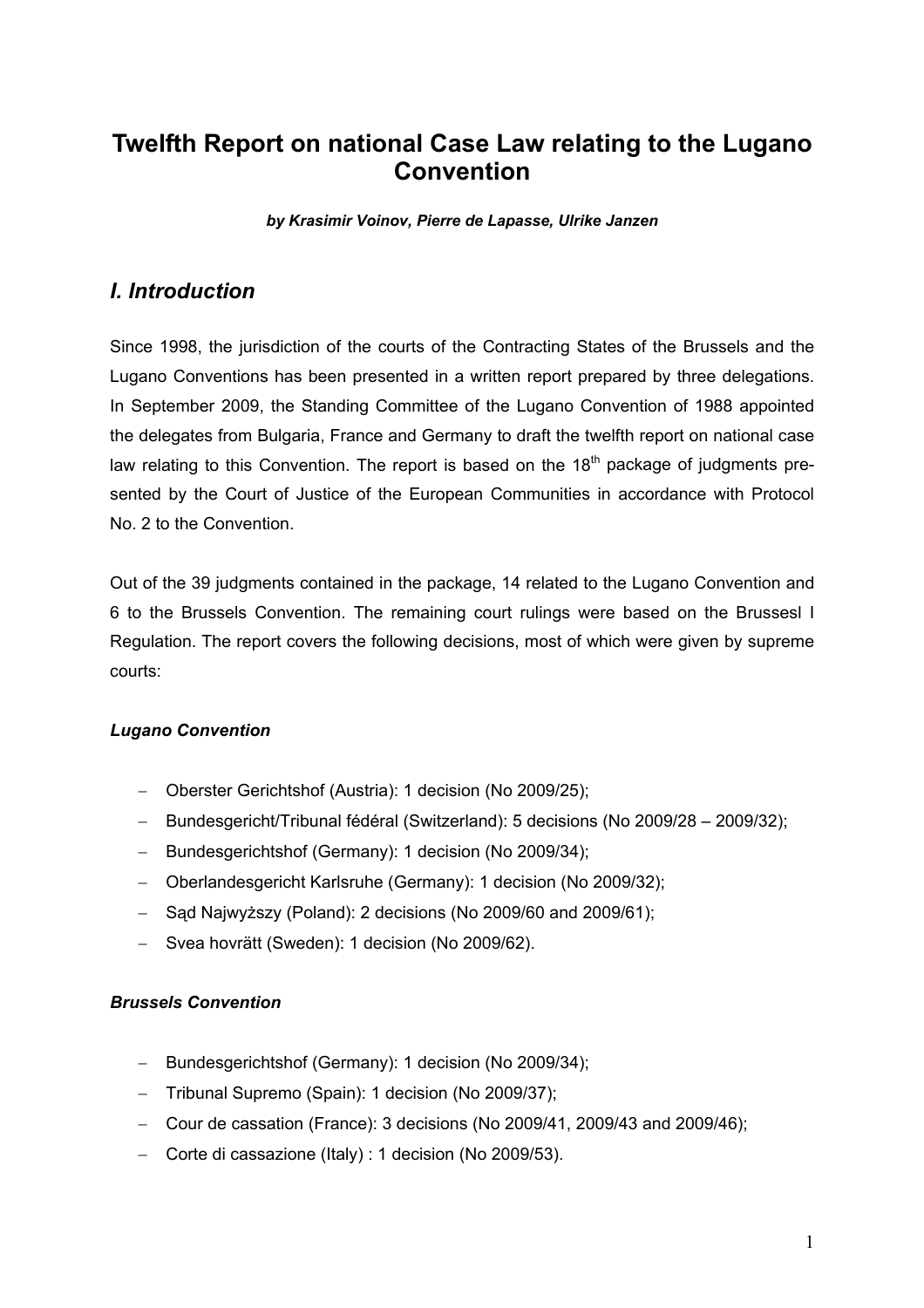# Twelfth Report on national Case Law relating to the Lugano Convention

***by Krasimir Voinov, Pierre de Lapasse, Ulrike Janzen***

## *I. Introduction*

Since 1998, the jurisdiction of the courts of the Contracting States of the Brussels and the Lugano Conventions has been presented in a written report prepared by three delegations. In September 2009, the Standing Committee of the Lugano Convention of 1988 appointed the delegates from Bulgaria, France and Germany to draft the twelfth report on national case law relating to this Convention. The report is based on the 18th package of judgments presented by the Court of Justice of the European Communities in accordance with Protocol No. 2 to the Convention.

Out of the 39 judgments contained in the package, 14 related to the Lugano Convention and 6 to the Brussels Convention. The remaining court rulings were based on the Bruesesl I Regulation. The report covers the following decisions, most of which were given by supreme courts:

***Lugano Convention***

- Oberster Gerichtshof (Austria): 1 decision (No 2009/25);
- Bundesgericht/Tribunal fédéral (Switzerland): 5 decisions (No 2009/28 – 2009/32);
- Bundesgerichtshof (Germany): 1 decision (No 2009/34);
- Oberlandesgericht Karlsruhe (Germany): 1 decision (No 2009/32);
- Sąd Najwyższy (Poland): 2 decisions (No 2009/60 and 2009/61);
- Svea hovrätt (Sweden): 1 decision (No 2009/62).

***Brussels Convention***

- Bundesgerichtshof (Germany): 1 decision (No 2009/34);
- Tribunal Supremo (Spain): 1 decision (No 2009/37);
- Cour de cassation (France): 3 decisions (No 2009/41, 2009/43 and 2009/46);
- Corte di cassazione (Italy) : 1 decision (No 2009/53).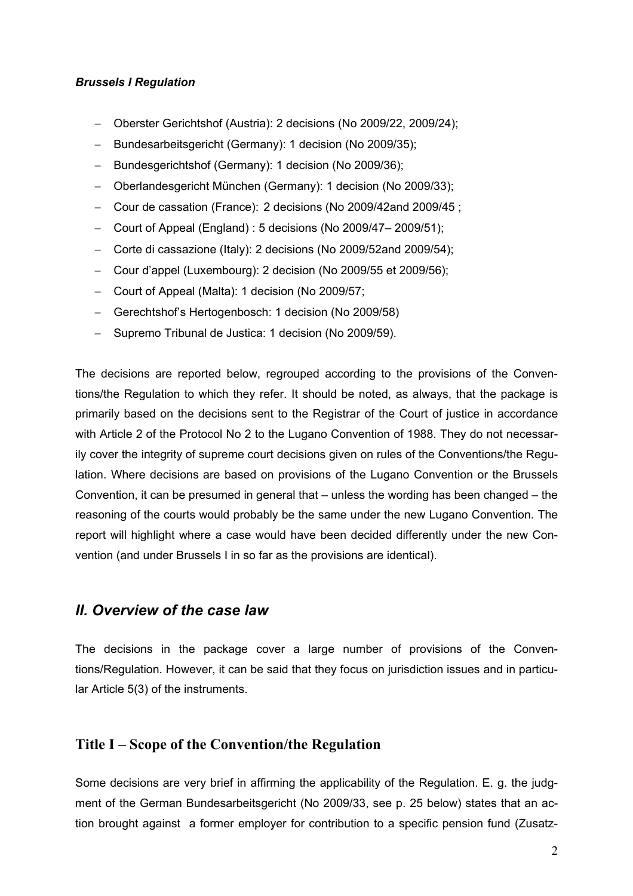***Brussels I Regulation***

- Oberster Gerichtshof (Austria): 2 decisions (No 2009/22, 2009/24);
- Bundesarbeitsgericht (Germany): 1 decision (No 2009/35);
- Bundesgerichtshof (Germany): 1 decision (No 2009/36);
- Oberlandesgericht München (Germany): 1 decision (No 2009/33);
- Cour de cassation (France): 2 decisions (No 2009/42and 2009/45 ;
- Court of Appeal (England) : 5 decisions (No 2009/47– 2009/51);
- Corte di cassazione (Italy): 2 decisions (No 2009/52and 2009/54);
- Cour d'appel (Luxembourg): 2 decision (No 2009/55 et 2009/56);
- Court of Appeal (Malta): 1 decision (No 2009/57;
- Gerechtshof's Hertogenbosch: 1 decision (No 2009/58)
- Supremo Tribunal de Justica: 1 decision (No 2009/59).

The decisions are reported below, regrouped according to the provisions of the Conventions/the Regulation to which they refer. It should be noted, as always, that the package is primarily based on the decisions sent to the Registrar of the Court of justice in accordance with Article 2 of the Protocol No 2 to the Lugano Convention of 1988. They do not necessarily cover the integrity of supreme court decisions given on rules of the Conventions/the Regulation. Where decisions are based on provisions of the Lugano Convention or the Brussels Convention, it can be presumed in general that – unless the wording has been changed – the reasoning of the courts would probably be the same under the new Lugano Convention. The report will highlight where a case would have been decided differently under the new Convention (and under Brussels I in so far as the provisions are identical).

## *II. Overview of the case law*

The decisions in the package cover a large number of provisions of the Conventions/Regulation. However, it can be said that they focus on jurisdiction issues and in particular Article 5(3) of the instruments.

### Title I – Scope of the Convention/the Regulation

Some decisions are very brief in affirming the applicability of the Regulation. E. g. the judgment of the German Bundesarbeitsgericht (No 2009/33, see p. 25 below) states that an action brought against a former employer for contribution to a specific pension fund (Zusatz-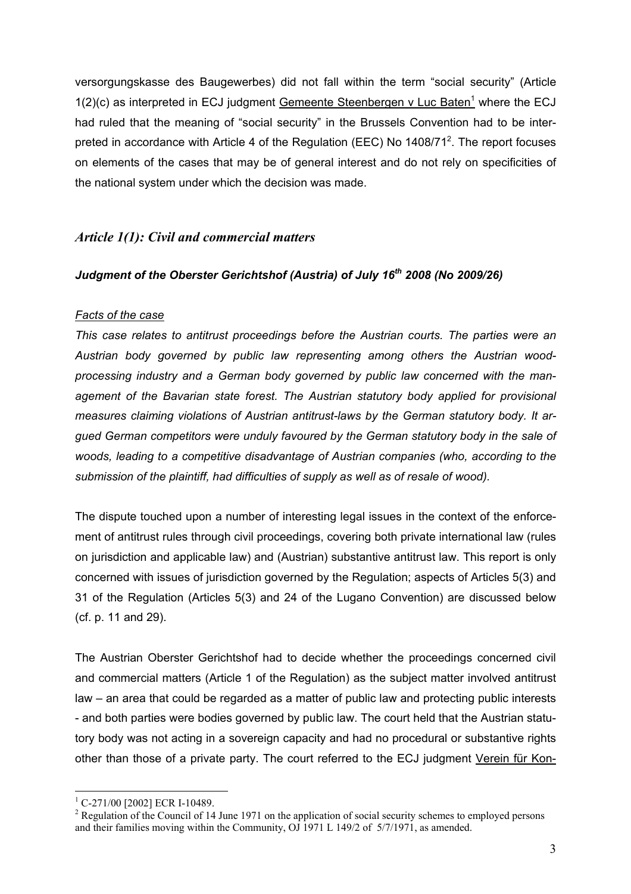versorgungskasse des Baugewerbes) did not fall within the term "social security" (Article 1(2)(c) as interpreted in ECJ judgment Gemeente Steenbergen v Luc Baten[1] where the ECJ had ruled that the meaning of "social security" in the Brussels Convention had to be interpreted in accordance with Article 4 of the Regulation (EEC) No 1408/71[2]. The report focuses on elements of the cases that may be of general interest and do not rely on specificities of the national system under which the decision was made.

## *Article 1(1): Civil and commercial matters*

### *Judgment of the Oberster Gerichtshof (Austria) of July 16th 2008 (No 2009/26)*

*Facts of the case*

*This case relates to antitrust proceedings before the Austrian courts. The parties were an Austrian body governed by public law representing among others the Austrian wood-processing industry and a German body governed by public law concerned with the management of the Bavarian state forest. The Austrian statutory body applied for provisional measures claiming violations of Austrian antitrust-laws by the German statutory body. It argued German competitors were unduly favoured by the German statutory body in the sale of woods, leading to a competitive disadvantage of Austrian companies (who, according to the submission of the plaintiff, had difficulties of supply as well as of resale of wood).*

The dispute touched upon a number of interesting legal issues in the context of the enforcement of antitrust rules through civil proceedings, covering both private international law (rules on jurisdiction and applicable law) and (Austrian) substantive antitrust law. This report is only concerned with issues of jurisdiction governed by the Regulation; aspects of Articles 5(3) and 31 of the Regulation (Articles 5(3) and 24 of the Lugano Convention) are discussed below (cf. p. 11 and 29).

The Austrian Oberster Gerichtshof had to decide whether the proceedings concerned civil and commercial matters (Article 1 of the Regulation) as the subject matter involved antitrust law – an area that could be regarded as a matter of public law and protecting public interests - and both parties were bodies governed by public law. The court held that the Austrian statutory body was not acting in a sovereign capacity and had no procedural or substantive rights other than those of a private party. The court referred to the ECJ judgment Verein für Kon-

---

[1] C-271/00 [2002] ECR I-10489.

[2] Regulation of the Council of 14 June 1971 on the application of social security schemes to employed persons and their families moving within the Community, OJ 1971 L 149/2 of 5/7/1971, as amended.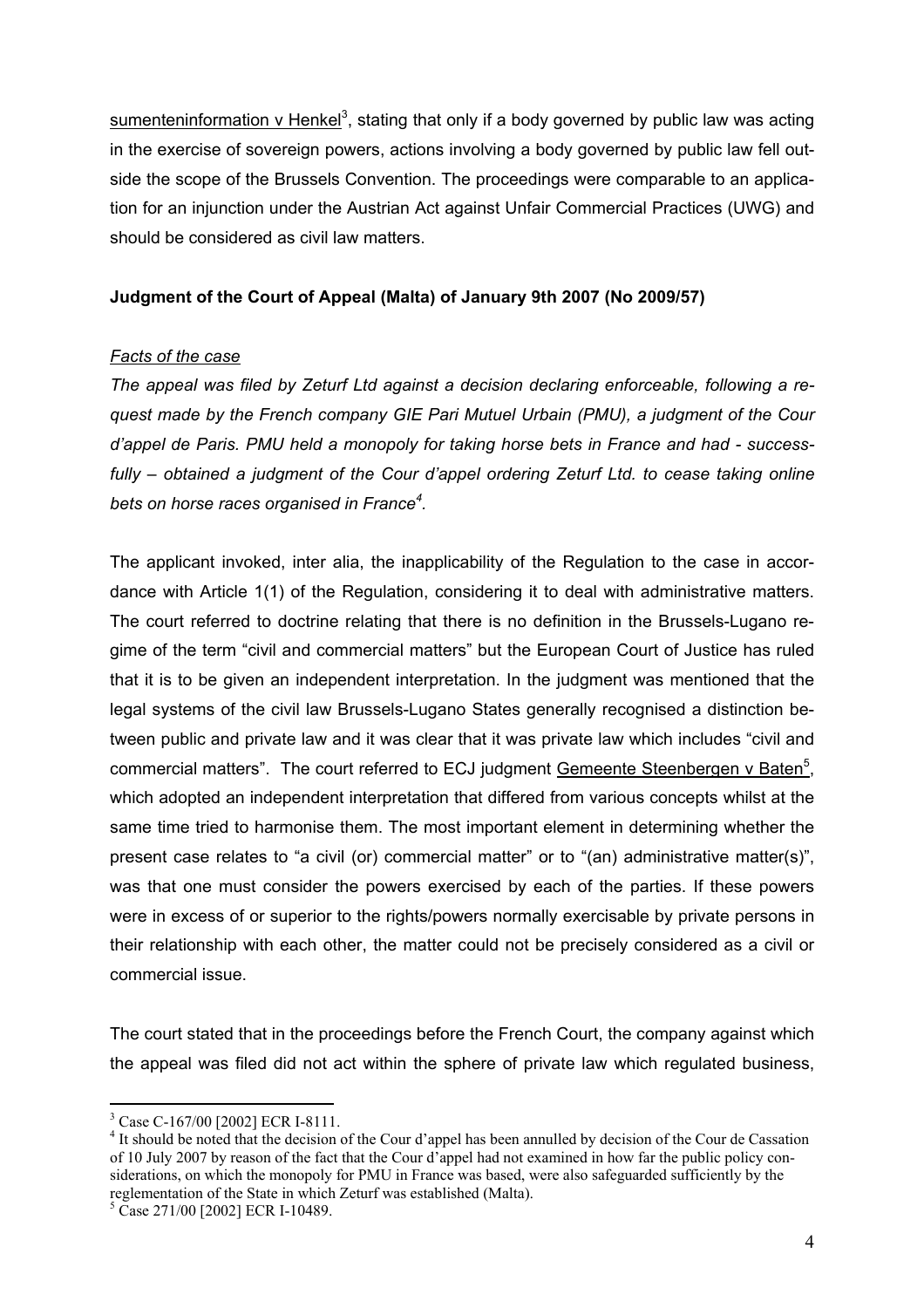sumenteninformation v Henkel[3], stating that only if a body governed by public law was acting in the exercise of sovereign powers, actions involving a body governed by public law fell outside the scope of the Brussels Convention. The proceedings were comparable to an application for an injunction under the Austrian Act against Unfair Commercial Practices (UWG) and should be considered as civil law matters.

**Judgment of the Court of Appeal (Malta) of January 9th 2007 (No 2009/57)**

*Facts of the case*

*The appeal was filed by Zeturf Ltd against a decision declaring enforceable, following a request made by the French company GIE Pari Mutuel Urbain (PMU), a judgment of the Cour d'appel de Paris. PMU held a monopoly for taking horse bets in France and had - successfully – obtained a judgment of the Cour d'appel ordering Zeturf Ltd. to cease taking online bets on horse races organised in France[4].*

The applicant invoked, inter alia, the inapplicability of the Regulation to the case in accordance with Article 1(1) of the Regulation, considering it to deal with administrative matters. The court referred to doctrine relating that there is no definition in the Brussels-Lugano regime of the term "civil and commercial matters" but the European Court of Justice has ruled that it is to be given an independent interpretation. In the judgment was mentioned that the legal systems of the civil law Brussels-Lugano States generally recognised a distinction between public and private law and it was clear that it was private law which includes "civil and commercial matters". The court referred to ECJ judgment Gemeente Steenbergen v Baten[5], which adopted an independent interpretation that differed from various concepts whilst at the same time tried to harmonise them. The most important element in determining whether the present case relates to "a civil (or) commercial matter" or to "(an) administrative matter(s)", was that one must consider the powers exercised by each of the parties. If these powers were in excess of or superior to the rights/powers normally exercisable by private persons in their relationship with each other, the matter could not be precisely considered as a civil or commercial issue.

The court stated that in the proceedings before the French Court, the company against which the appeal was filed did not act within the sphere of private law which regulated business,

---

[3] Case C-167/00 [2002] ECR I-8111.

[4] It should be noted that the decision of the Cour d'appel has been annulled by decision of the Cour de Cassation of 10 July 2007 by reason of the fact that the Cour d'appel had not examined in how far the public policy considerations, on which the monopoly for PMU in France was based, were also safeguarded sufficiently by the reglementation of the State in which Zeturf was established (Malta).

[5] Case 271/00 [2002] ECR I-10489.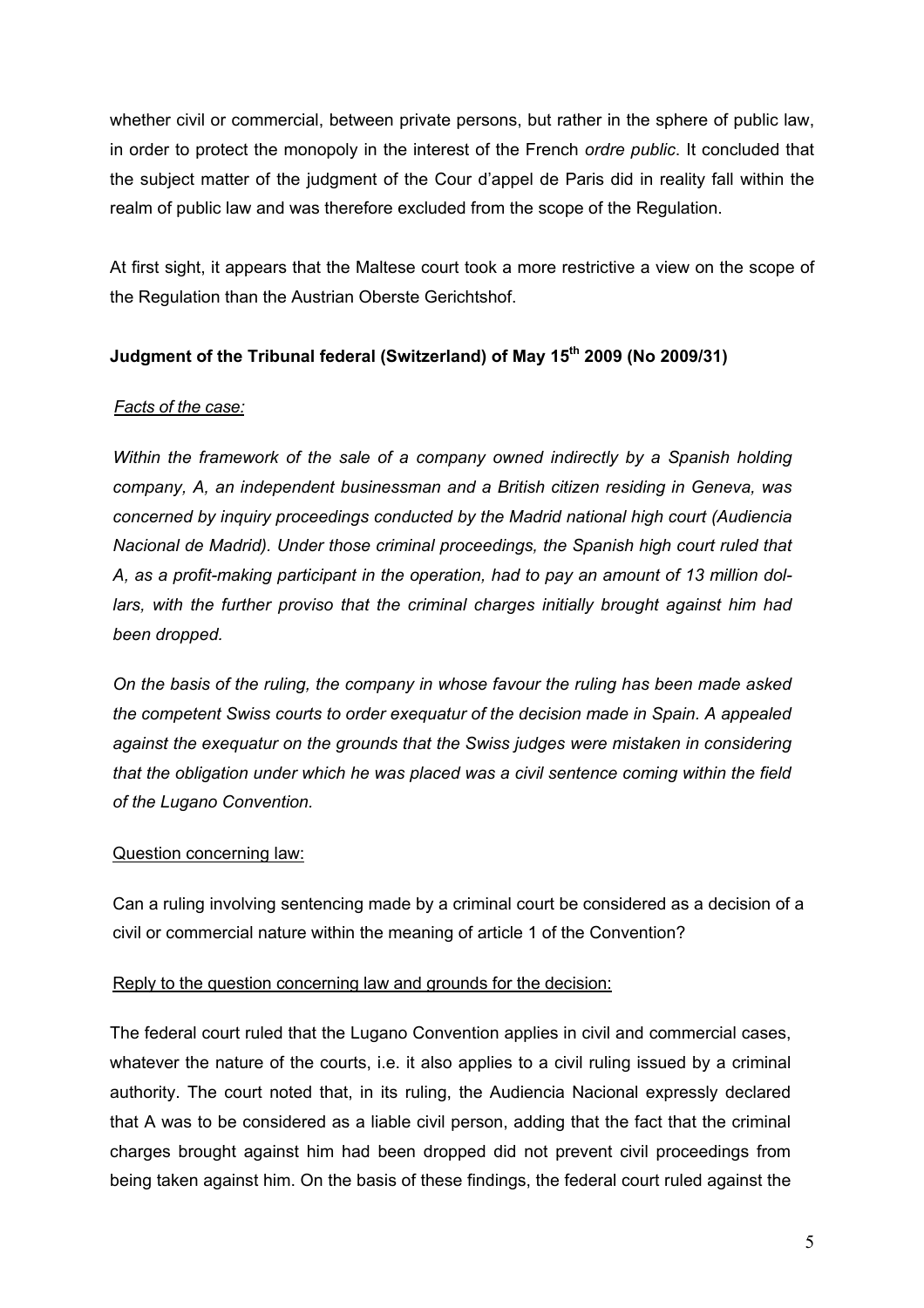whether civil or commercial, between private persons, but rather in the sphere of public law, in order to protect the monopoly in the interest of the French *ordre public*. It concluded that the subject matter of the judgment of the Cour d'appel de Paris did in reality fall within the realm of public law and was therefore excluded from the scope of the Regulation.

At first sight, it appears that the Maltese court took a more restrictive a view on the scope of the Regulation than the Austrian Oberste Gerichtshof.

**Judgment of the Tribunal federal (Switzerland) of May 15th 2009 (No 2009/31)**

*Facts of the case:*

*Within the framework of the sale of a company owned indirectly by a Spanish holding company, A, an independent businessman and a British citizen residing in Geneva, was concerned by inquiry proceedings conducted by the Madrid national high court (Audiencia Nacional de Madrid). Under those criminal proceedings, the Spanish high court ruled that A, as a profit-making participant in the operation, had to pay an amount of 13 million dollars, with the further proviso that the criminal charges initially brought against him had been dropped.*

*On the basis of the ruling, the company in whose favour the ruling has been made asked the competent Swiss courts to order exequatur of the decision made in Spain. A appealed against the exequatur on the grounds that the Swiss judges were mistaken in considering that the obligation under which he was placed was a civil sentence coming within the field of the Lugano Convention.*

Question concerning law:

Can a ruling involving sentencing made by a criminal court be considered as a decision of a civil or commercial nature within the meaning of article 1 of the Convention?

Reply to the question concerning law and grounds for the decision:

The federal court ruled that the Lugano Convention applies in civil and commercial cases, whatever the nature of the courts, i.e. it also applies to a civil ruling issued by a criminal authority. The court noted that, in its ruling, the Audiencia Nacional expressly declared that A was to be considered as a liable civil person, adding that the fact that the criminal charges brought against him had been dropped did not prevent civil proceedings from being taken against him. On the basis of these findings, the federal court ruled against the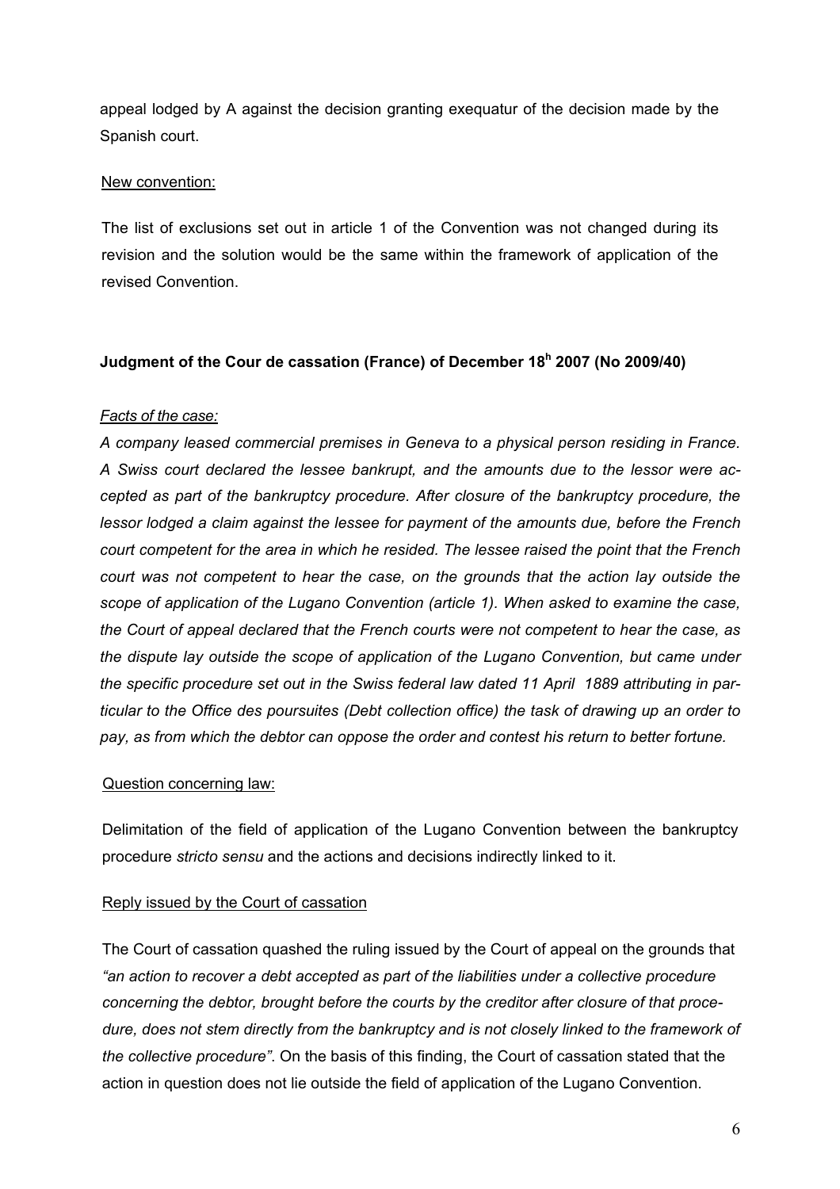appeal lodged by A against the decision granting exequatur of the decision made by the Spanish court.

New convention:

The list of exclusions set out in article 1 of the Convention was not changed during its revision and the solution would be the same within the framework of application of the revised Convention.

**Judgment of the Cour de cassation (France) of December 18h 2007 (No 2009/40)**

*Facts of the case:*

*A company leased commercial premises in Geneva to a physical person residing in France. A Swiss court declared the lessee bankrupt, and the amounts due to the lessor were accepted as part of the bankruptcy procedure. After closure of the bankruptcy procedure, the lessor lodged a claim against the lessee for payment of the amounts due, before the French court competent for the area in which he resided. The lessee raised the point that the French court was not competent to hear the case, on the grounds that the action lay outside the scope of application of the Lugano Convention (article 1). When asked to examine the case, the Court of appeal declared that the French courts were not competent to hear the case, as the dispute lay outside the scope of application of the Lugano Convention, but came under the specific procedure set out in the Swiss federal law dated 11 April 1889 attributing in particular to the Office des poursuites (Debt collection office) the task of drawing up an order to pay, as from which the debtor can oppose the order and contest his return to better fortune.*

Question concerning law:

Delimitation of the field of application of the Lugano Convention between the bankruptcy procedure *stricto sensu* and the actions and decisions indirectly linked to it.

Reply issued by the Court of cassation

The Court of cassation quashed the ruling issued by the Court of appeal on the grounds that *"an action to recover a debt accepted as part of the liabilities under a collective procedure concerning the debtor, brought before the courts by the creditor after closure of that procedure, does not stem directly from the bankruptcy and is not closely linked to the framework of the collective procedure"*. On the basis of this finding, the Court of cassation stated that the action in question does not lie outside the field of application of the Lugano Convention.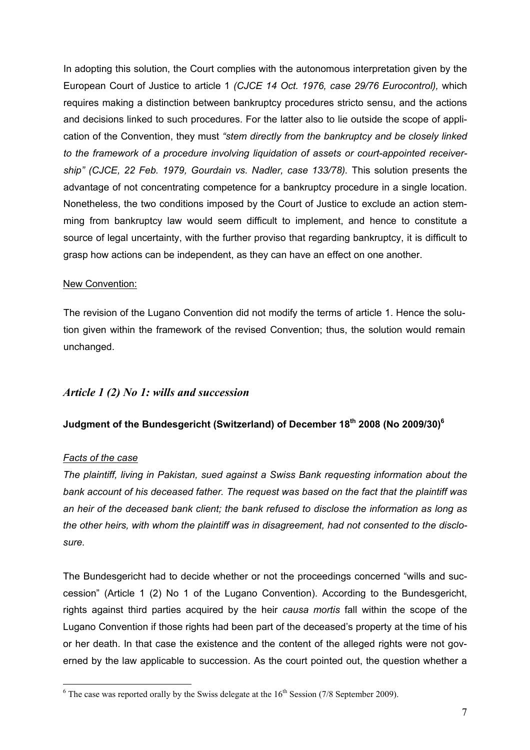In adopting this solution, the Court complies with the autonomous interpretation given by the European Court of Justice to article 1 *(CJCE 14 Oct. 1976, case 29/76 Eurocontrol),* which requires making a distinction between bankruptcy procedures stricto sensu, and the actions and decisions linked to such procedures. For the latter also to lie outside the scope of application of the Convention, they must *"stem directly from the bankruptcy and be closely linked to the framework of a procedure involving liquidation of assets or court-appointed receivership" (CJCE, 22 Feb. 1979, Gourdain vs. Nadler, case 133/78).* This solution presents the advantage of not concentrating competence for a bankruptcy procedure in a single location. Nonetheless, the two conditions imposed by the Court of Justice to exclude an action stemming from bankruptcy law would seem difficult to implement, and hence to constitute a source of legal uncertainty, with the further proviso that regarding bankruptcy, it is difficult to grasp how actions can be independent, as they can have an effect on one another.

New Convention:

The revision of the Lugano Convention did not modify the terms of article 1. Hence the solution given within the framework of the revised Convention; thus, the solution would remain unchanged.

## *Article 1 (2) No 1: wills and succession*

### Judgment of the Bundesgericht (Switzerland) of December 18th 2008 (No 2009/30)[6]

*Facts of the case*

*The plaintiff, living in Pakistan, sued against a Swiss Bank requesting information about the bank account of his deceased father. The request was based on the fact that the plaintiff was an heir of the deceased bank client; the bank refused to disclose the information as long as the other heirs, with whom the plaintiff was in disagreement, had not consented to the disclosure.*

The Bundesgericht had to decide whether or not the proceedings concerned "wills and succession" (Article 1 (2) No 1 of the Lugano Convention). According to the Bundesgericht, rights against third parties acquired by the heir *causa mortis* fall within the scope of the Lugano Convention if those rights had been part of the deceased's property at the time of his or her death. In that case the existence and the content of the alleged rights were not governed by the law applicable to succession. As the court pointed out, the question whether a

[6] The case was reported orally by the Swiss delegate at the 16th Session (7/8 September 2009).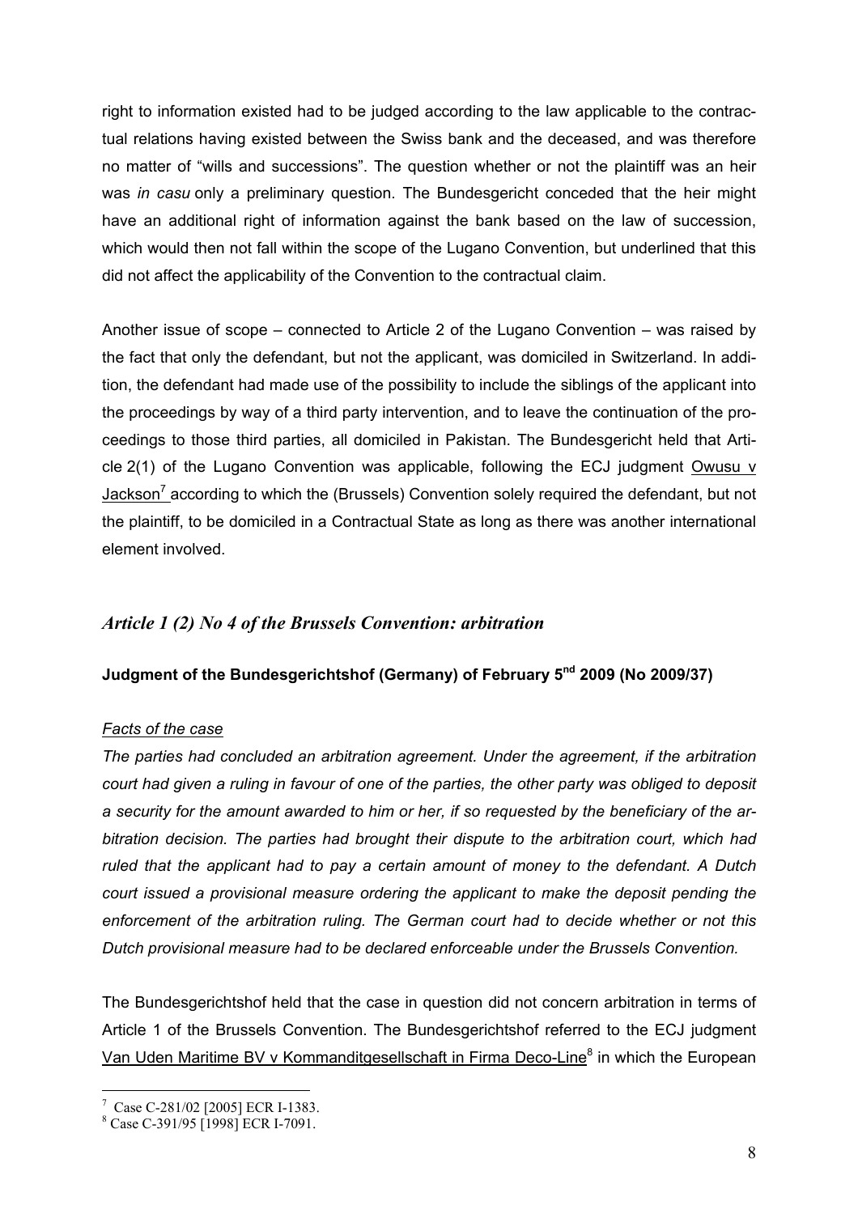right to information existed had to be judged according to the law applicable to the contractual relations having existed between the Swiss bank and the deceased, and was therefore no matter of "wills and successions". The question whether or not the plaintiff was an heir was *in casu* only a preliminary question. The Bundesgericht conceded that the heir might have an additional right of information against the bank based on the law of succession, which would then not fall within the scope of the Lugano Convention, but underlined that this did not affect the applicability of the Convention to the contractual claim.

Another issue of scope – connected to Article 2 of the Lugano Convention – was raised by the fact that only the defendant, but not the applicant, was domiciled in Switzerland. In addition, the defendant had made use of the possibility to include the siblings of the applicant into the proceedings by way of a third party intervention, and to leave the continuation of the proceedings to those third parties, all domiciled in Pakistan. The Bundesgericht held that Article 2(1) of the Lugano Convention was applicable, following the ECJ judgment Owusu v Jackson[7] according to which the (Brussels) Convention solely required the defendant, but not the plaintiff, to be domiciled in a Contractual State as long as there was another international element involved.

## *Article 1 (2) No 4 of the Brussels Convention: arbitration*

### Judgment of the Bundesgerichtshof (Germany) of February 5[nd] 2009 (No 2009/37)

*Facts of the case*

*The parties had concluded an arbitration agreement. Under the agreement, if the arbitration court had given a ruling in favour of one of the parties, the other party was obliged to deposit a security for the amount awarded to him or her, if so requested by the beneficiary of the arbitration decision. The parties had brought their dispute to the arbitration court, which had ruled that the applicant had to pay a certain amount of money to the defendant. A Dutch court issued a provisional measure ordering the applicant to make the deposit pending the enforcement of the arbitration ruling. The German court had to decide whether or not this Dutch provisional measure had to be declared enforceable under the Brussels Convention.*

The Bundesgerichtshof held that the case in question did not concern arbitration in terms of Article 1 of the Brussels Convention. The Bundesgerichtshof referred to the ECJ judgment Van Uden Maritime BV v Kommanditgesellschaft in Firma Deco-Line[8] in which the European

---

[7] Case C-281/02 [2005] ECR I-1383.

[8] Case C-391/95 [1998] ECR I-7091.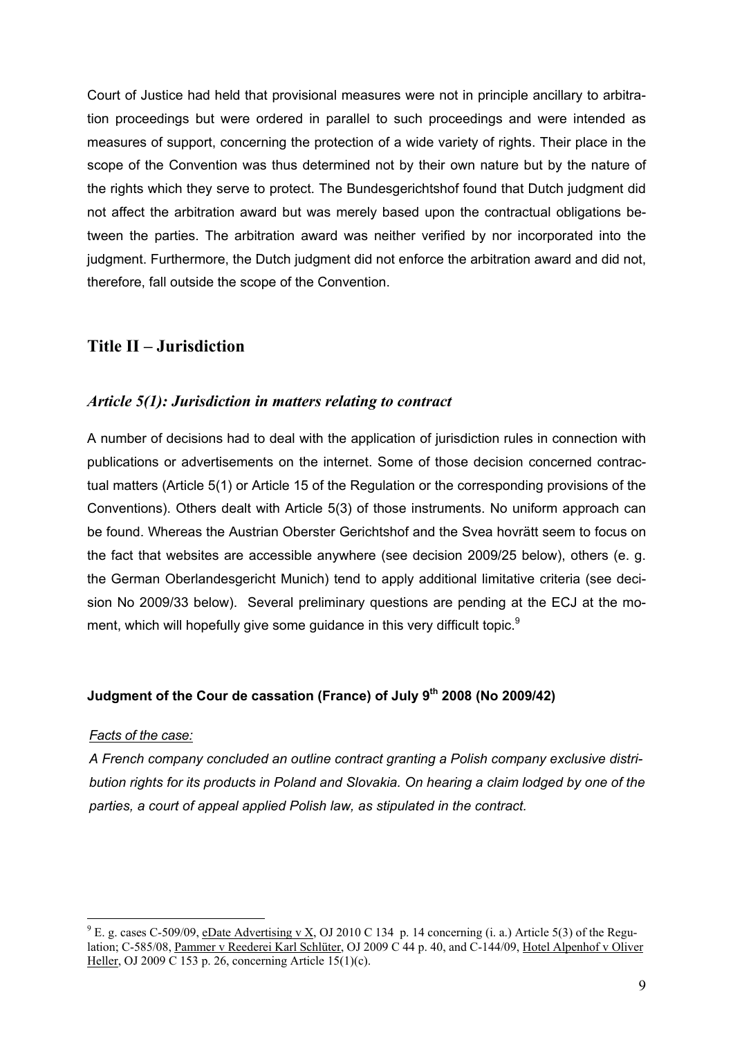Court of Justice had held that provisional measures were not in principle ancillary to arbitration proceedings but were ordered in parallel to such proceedings and were intended as measures of support, concerning the protection of a wide variety of rights. Their place in the scope of the Convention was thus determined not by their own nature but by the nature of the rights which they serve to protect. The Bundesgerichtshof found that Dutch judgment did not affect the arbitration award but was merely based upon the contractual obligations between the parties. The arbitration award was neither verified by nor incorporated into the judgment. Furthermore, the Dutch judgment did not enforce the arbitration award and did not, therefore, fall outside the scope of the Convention.

## Title II – Jurisdiction

### *Article 5(1): Jurisdiction in matters relating to contract*

A number of decisions had to deal with the application of jurisdiction rules in connection with publications or advertisements on the internet. Some of those decision concerned contractual matters (Article 5(1) or Article 15 of the Regulation or the corresponding provisions of the Conventions). Others dealt with Article 5(3) of those instruments. No uniform approach can be found. Whereas the Austrian Oberster Gerichtshof and the Svea hovrätt seem to focus on the fact that websites are accessible anywhere (see decision 2009/25 below), others (e. g. the German Oberlandesgericht Munich) tend to apply additional limitative criteria (see decision No 2009/33 below). Several preliminary questions are pending at the ECJ at the moment, which will hopefully give some guidance in this very difficult topic.[9]

#### Judgment of the Cour de cassation (France) of July 9th 2008 (No 2009/42)

*Facts of the case:*

*A French company concluded an outline contract granting a Polish company exclusive distribution rights for its products in Poland and Slovakia. On hearing a claim lodged by one of the parties, a court of appeal applied Polish law, as stipulated in the contract.*

---

[9] E. g. cases C-509/09, eDate Advertising v X, OJ 2010 C 134 p. 14 concerning (i. a.) Article 5(3) of the Regulation; C-585/08, Pammer v Reederei Karl Schlüter, OJ 2009 C 44 p. 40, and C-144/09, Hotel Alpenhof v Oliver Heller, OJ 2009 C 153 p. 26, concerning Article 15(1)(c).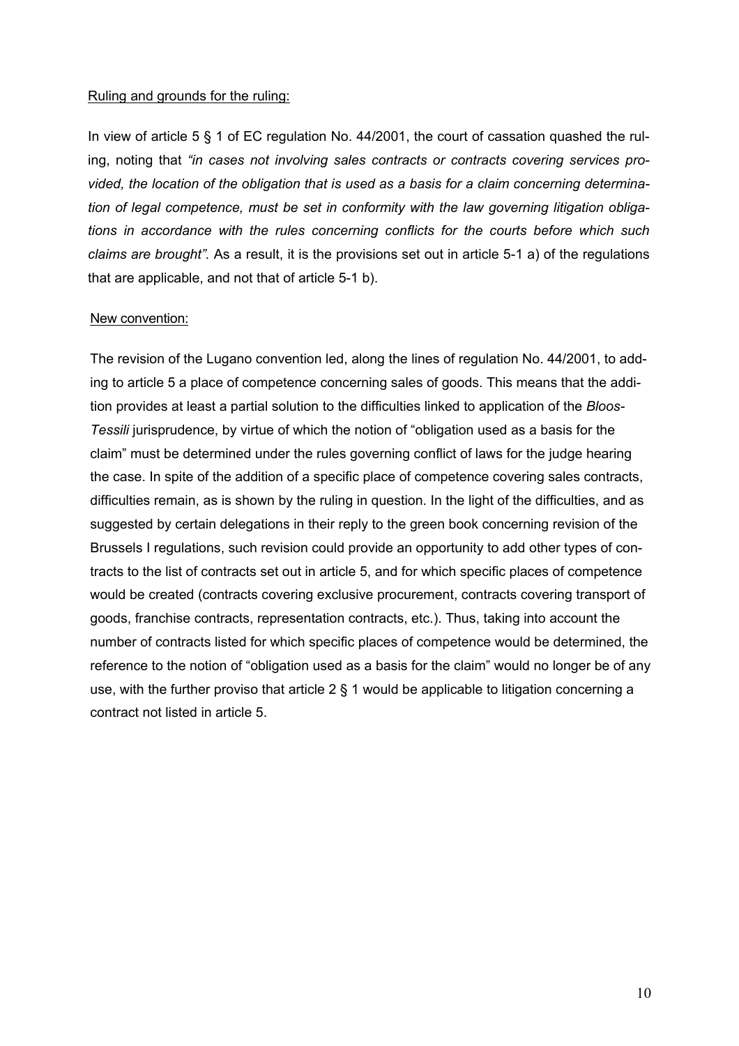Ruling and grounds for the ruling:

In view of article 5 § 1 of EC regulation No. 44/2001, the court of cassation quashed the ruling, noting that *"in cases not involving sales contracts or contracts covering services provided, the location of the obligation that is used as a basis for a claim concerning determination of legal competence, must be set in conformity with the law governing litigation obligations in accordance with the rules concerning conflicts for the courts before which such claims are brought".* As a result, it is the provisions set out in article 5-1 a) of the regulations that are applicable, and not that of article 5-1 b).

New convention:

The revision of the Lugano convention led, along the lines of regulation No. 44/2001, to adding to article 5 a place of competence concerning sales of goods. This means that the addition provides at least a partial solution to the difficulties linked to application of the *Bloos-Tessili* jurisprudence, by virtue of which the notion of "obligation used as a basis for the claim" must be determined under the rules governing conflict of laws for the judge hearing the case. In spite of the addition of a specific place of competence covering sales contracts, difficulties remain, as is shown by the ruling in question. In the light of the difficulties, and as suggested by certain delegations in their reply to the green book concerning revision of the Brussels I regulations, such revision could provide an opportunity to add other types of contracts to the list of contracts set out in article 5, and for which specific places of competence would be created (contracts covering exclusive procurement, contracts covering transport of goods, franchise contracts, representation contracts, etc.). Thus, taking into account the number of contracts listed for which specific places of competence would be determined, the reference to the notion of "obligation used as a basis for the claim" would no longer be of any use, with the further proviso that article 2 § 1 would be applicable to litigation concerning a contract not listed in article 5.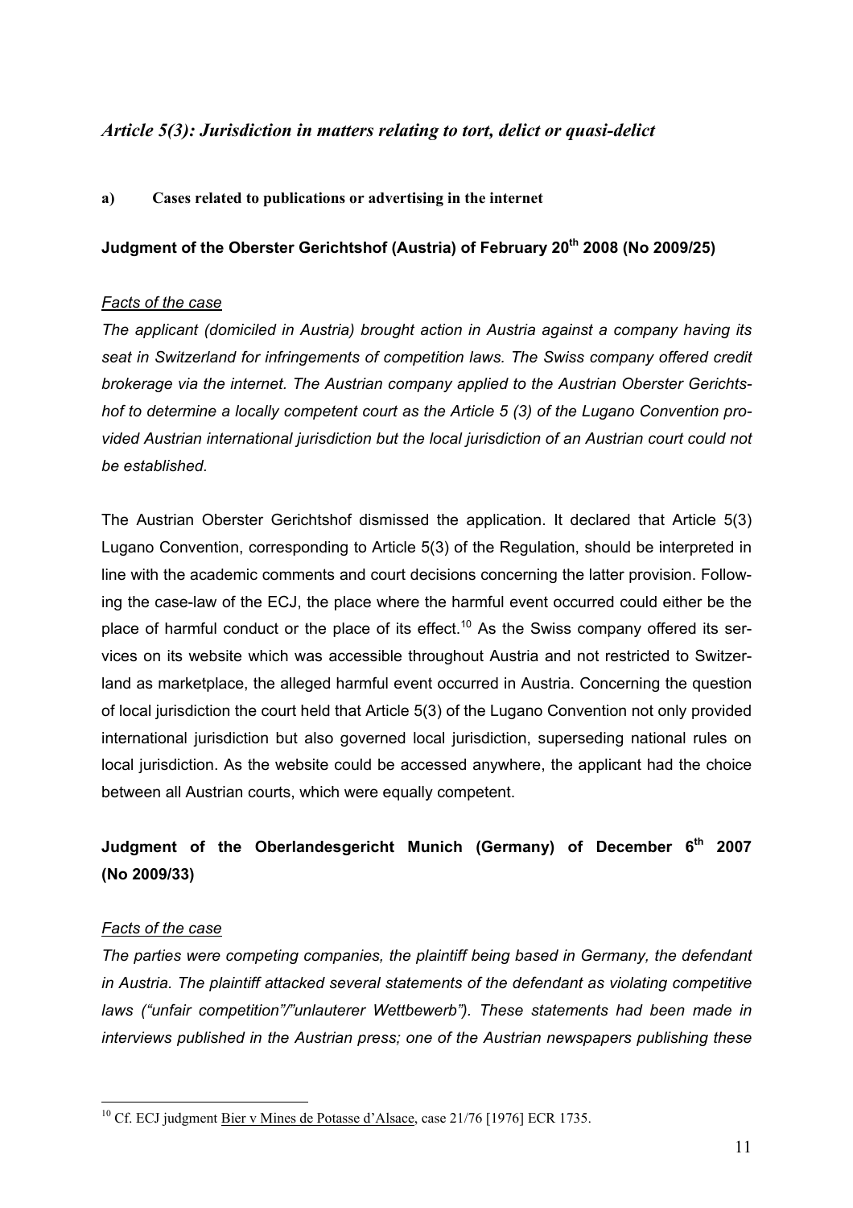## *Article 5(3): Jurisdiction in matters relating to tort, delict or quasi-delict*

### a) Cases related to publications or advertising in the internet

**Judgment of the Oberster Gerichtshof (Austria) of February 20th 2008 (No 2009/25)**

*Facts of the case*

*The applicant (domiciled in Austria) brought action in Austria against a company having its seat in Switzerland for infringements of competition laws. The Swiss company offered credit brokerage via the internet. The Austrian company applied to the Austrian Oberster Gerichtshof to determine a locally competent court as the Article 5 (3) of the Lugano Convention provided Austrian international jurisdiction but the local jurisdiction of an Austrian court could not be established.*

The Austrian Oberster Gerichtshof dismissed the application. It declared that Article 5(3) Lugano Convention, corresponding to Article 5(3) of the Regulation, should be interpreted in line with the academic comments and court decisions concerning the latter provision. Following the case-law of the ECJ, the place where the harmful event occurred could either be the place of harmful conduct or the place of its effect.[10] As the Swiss company offered its services on its website which was accessible throughout Austria and not restricted to Switzerland as marketplace, the alleged harmful event occurred in Austria. Concerning the question of local jurisdiction the court held that Article 5(3) of the Lugano Convention not only provided international jurisdiction but also governed local jurisdiction, superseding national rules on local jurisdiction. As the website could be accessed anywhere, the applicant had the choice between all Austrian courts, which were equally competent.

**Judgment of the Oberlandesgericht Munich (Germany) of December 6th 2007 (No 2009/33)**

*Facts of the case*

*The parties were competing companies, the plaintiff being based in Germany, the defendant in Austria. The plaintiff attacked several statements of the defendant as violating competitive laws ("unfair competition"/"unlauterer Wettbewerb"). These statements had been made in interviews published in the Austrian press; one of the Austrian newspapers publishing these*

---

[10] Cf. ECJ judgment Bier v Mines de Potasse d'Alsace, case 21/76 [1976] ECR 1735.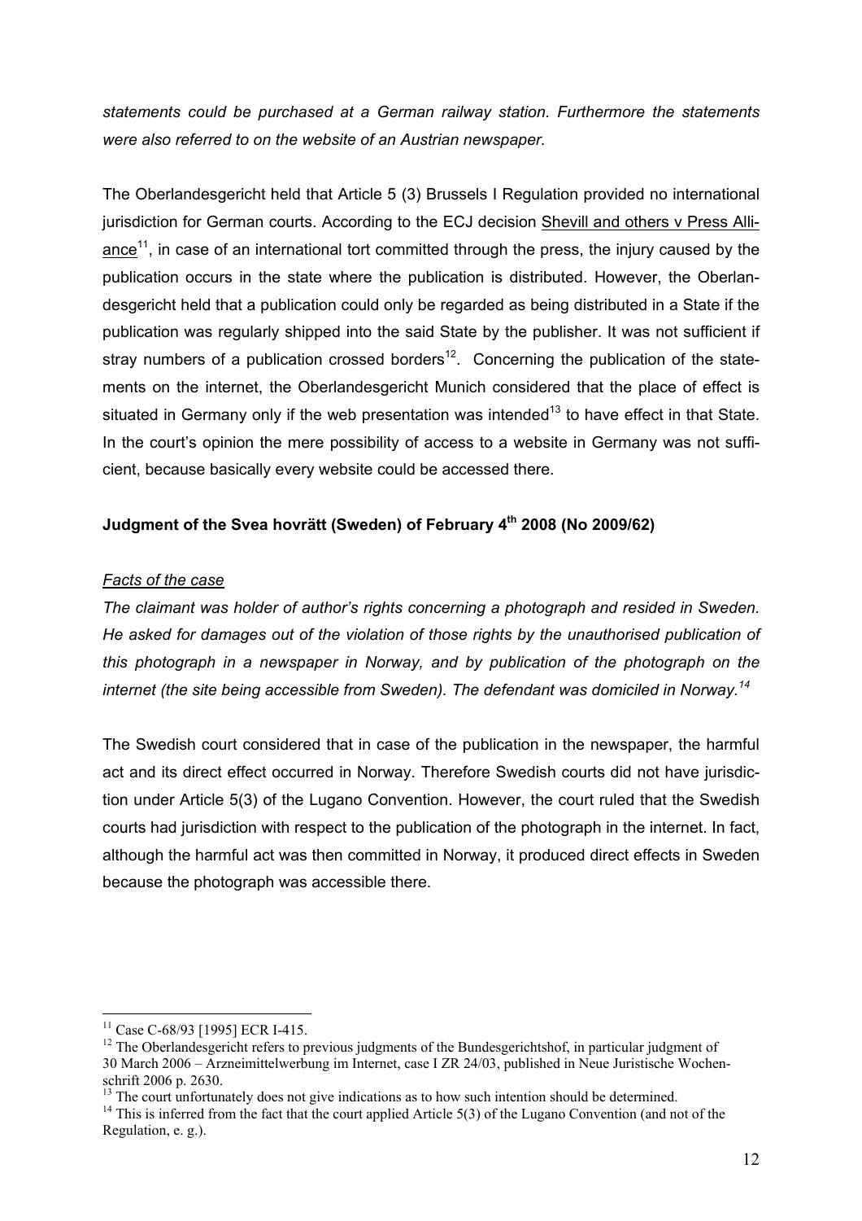*statements could be purchased at a German railway station. Furthermore the statements were also referred to on the website of an Austrian newspaper.*

The Oberlandesgericht held that Article 5 (3) Brussels I Regulation provided no international jurisdiction for German courts. According to the ECJ decision Shevill and others v Press Alliance[11], in case of an international tort committed through the press, the injury caused by the publication occurs in the state where the publication is distributed. However, the Oberlandesgericht held that a publication could only be regarded as being distributed in a State if the publication was regularly shipped into the said State by the publisher. It was not sufficient if stray numbers of a publication crossed borders[12]. Concerning the publication of the statements on the internet, the Oberlandesgericht Munich considered that the place of effect is situated in Germany only if the web presentation was intended[13] to have effect in that State. In the court's opinion the mere possibility of access to a website in Germany was not sufficient, because basically every website could be accessed there.

### Judgment of the Svea hovrätt (Sweden) of February 4th 2008 (No 2009/62)

*Facts of the case*

*The claimant was holder of author's rights concerning a photograph and resided in Sweden. He asked for damages out of the violation of those rights by the unauthorised publication of this photograph in a newspaper in Norway, and by publication of the photograph on the internet (the site being accessible from Sweden). The defendant was domiciled in Norway.[14]*

The Swedish court considered that in case of the publication in the newspaper, the harmful act and its direct effect occurred in Norway. Therefore Swedish courts did not have jurisdiction under Article 5(3) of the Lugano Convention. However, the court ruled that the Swedish courts had jurisdiction with respect to the publication of the photograph in the internet. In fact, although the harmful act was then committed in Norway, it produced direct effects in Sweden because the photograph was accessible there.

---

[11] Case C-68/93 [1995] ECR I-415.

[12] The Oberlandesgericht refers to previous judgments of the Bundesgerichtshof, in particular judgment of 30 March 2006 – Arzneimittelwerbung im Internet, case I ZR 24/03, published in Neue Juristische Wochenschrift 2006 p. 2630.

[13] The court unfortunately does not give indications as to how such intention should be determined.

[14] This is inferred from the fact that the court applied Article 5(3) of the Lugano Convention (and not of the Regulation, e. g.).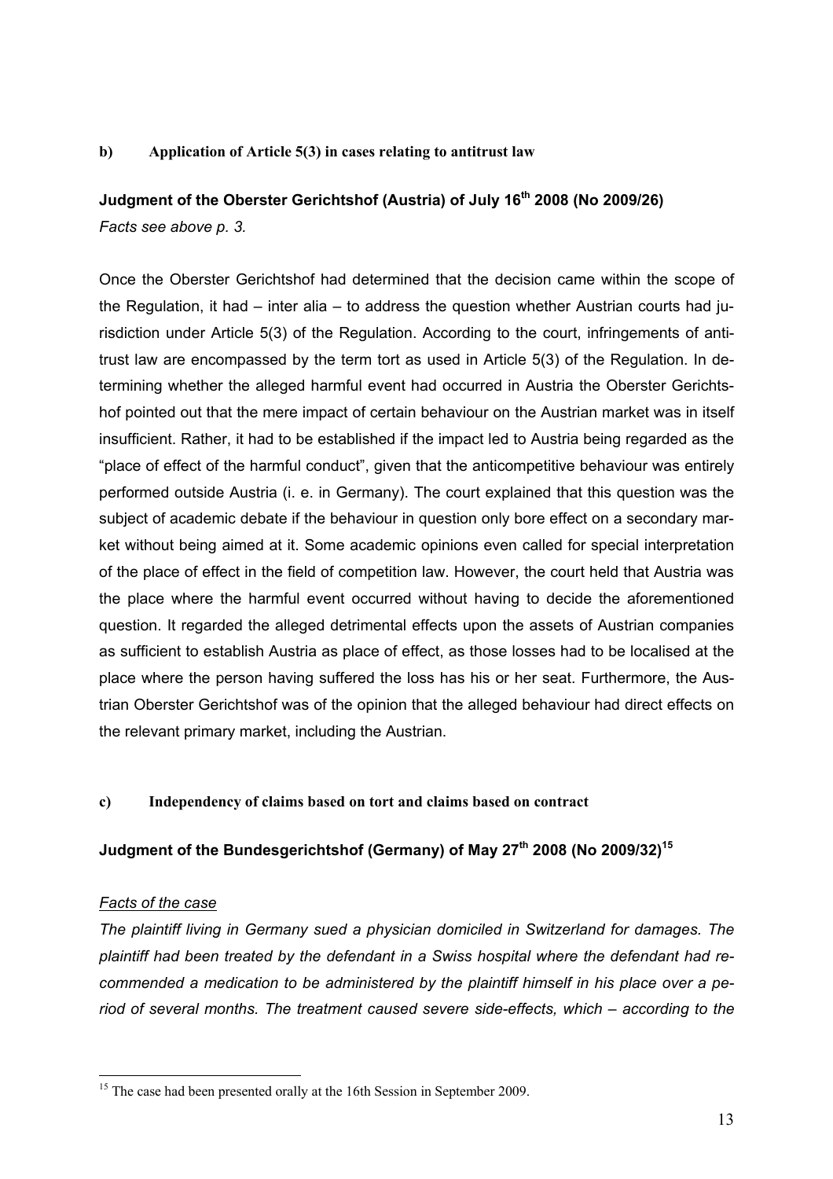### b) Application of Article 5(3) in cases relating to antitrust law

**Judgment of the Oberster Gerichtshof (Austria) of July 16th 2008 (No 2009/26)**

*Facts see above p. 3.*

Once the Oberster Gerichtshof had determined that the decision came within the scope of the Regulation, it had – inter alia – to address the question whether Austrian courts had jurisdiction under Article 5(3) of the Regulation. According to the court, infringements of antitrust law are encompassed by the term tort as used in Article 5(3) of the Regulation. In determining whether the alleged harmful event had occurred in Austria the Oberster Gerichtshof pointed out that the mere impact of certain behaviour on the Austrian market was in itself insufficient. Rather, it had to be established if the impact led to Austria being regarded as the "place of effect of the harmful conduct", given that the anticompetitive behaviour was entirely performed outside Austria (i. e. in Germany). The court explained that this question was the subject of academic debate if the behaviour in question only bore effect on a secondary market without being aimed at it. Some academic opinions even called for special interpretation of the place of effect in the field of competition law. However, the court held that Austria was the place where the harmful event occurred without having to decide the aforementioned question. It regarded the alleged detrimental effects upon the assets of Austrian companies as sufficient to establish Austria as place of effect, as those losses had to be localised at the place where the person having suffered the loss has his or her seat. Furthermore, the Austrian Oberster Gerichtshof was of the opinion that the alleged behaviour had direct effects on the relevant primary market, including the Austrian.

### c) Independency of claims based on tort and claims based on contract

**Judgment of the Bundesgerichtshof (Germany) of May 27th 2008 (No 2009/32)[15]**

*Facts of the case*

*The plaintiff living in Germany sued a physician domiciled in Switzerland for damages. The plaintiff had been treated by the defendant in a Swiss hospital where the defendant had recommended a medication to be administered by the plaintiff himself in his place over a period of several months. The treatment caused severe side-effects, which – according to the*

---

[15] The case had been presented orally at the 16th Session in September 2009.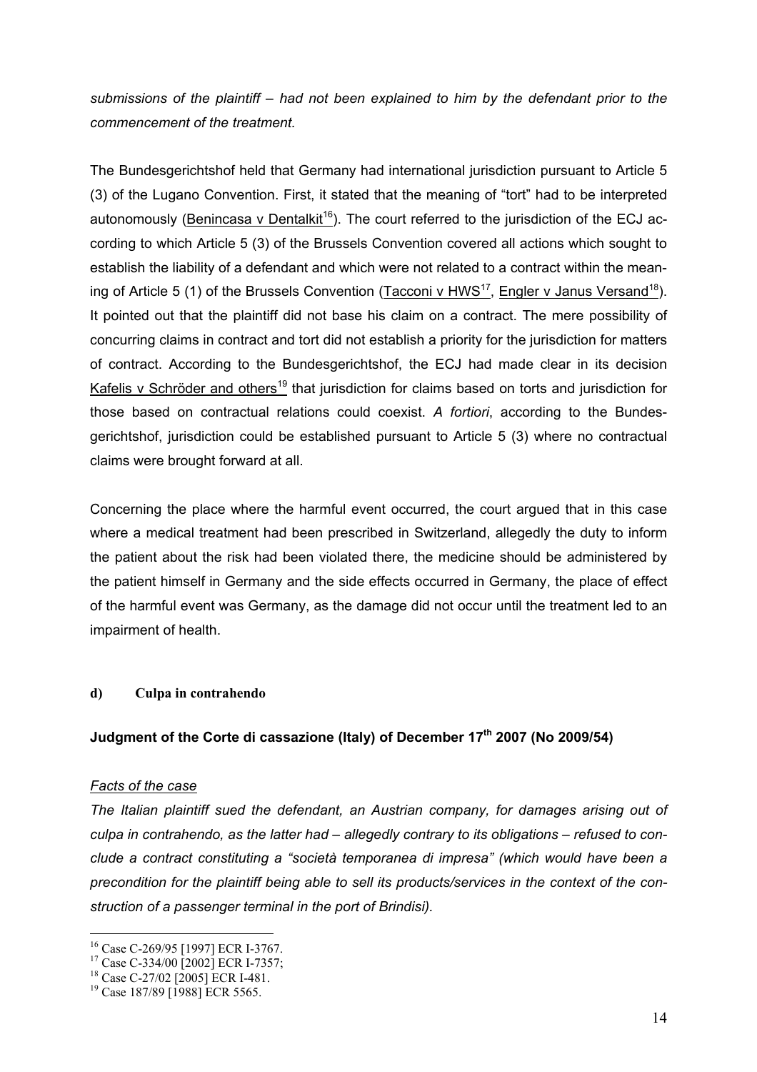*submissions of the plaintiff – had not been explained to him by the defendant prior to the commencement of the treatment.*

The Bundesgerichtshof held that Germany had international jurisdiction pursuant to Article 5 (3) of the Lugano Convention. First, it stated that the meaning of "tort" had to be interpreted autonomously (Benincasa v Dentalkit[16]). The court referred to the jurisdiction of the ECJ according to which Article 5 (3) of the Brussels Convention covered all actions which sought to establish the liability of a defendant and which were not related to a contract within the meaning of Article 5 (1) of the Brussels Convention (Tacconi v HWS[17], Engler v Janus Versand[18]). It pointed out that the plaintiff did not base his claim on a contract. The mere possibility of concurring claims in contract and tort did not establish a priority for the jurisdiction for matters of contract. According to the Bundesgerichtshof, the ECJ had made clear in its decision Kafelis v Schröder and others[19] that jurisdiction for claims based on torts and jurisdiction for those based on contractual relations could coexist. *A fortiori*, according to the Bundesgerichtshof, jurisdiction could be established pursuant to Article 5 (3) where no contractual claims were brought forward at all.

Concerning the place where the harmful event occurred, the court argued that in this case where a medical treatment had been prescribed in Switzerland, allegedly the duty to inform the patient about the risk had been violated there, the medicine should be administered by the patient himself in Germany and the side effects occurred in Germany, the place of effect of the harmful event was Germany, as the damage did not occur until the treatment led to an impairment of health.

#### d) Culpa in contrahendo

**Judgment of the Corte di cassazione (Italy) of December 17th 2007 (No 2009/54)**

*Facts of the case*

*The Italian plaintiff sued the defendant, an Austrian company, for damages arising out of culpa in contrahendo, as the latter had – allegedly contrary to its obligations – refused to conclude a contract constituting a "società temporanea di impresa" (which would have been a precondition for the plaintiff being able to sell its products/services in the context of the construction of a passenger terminal in the port of Brindisi).*

[16] Case C-269/95 [1997] ECR I-3767.
[17] Case C-334/00 [2002] ECR I-7357;
[18] Case C-27/02 [2005] ECR I-481.
[19] Case 187/89 [1988] ECR 5565.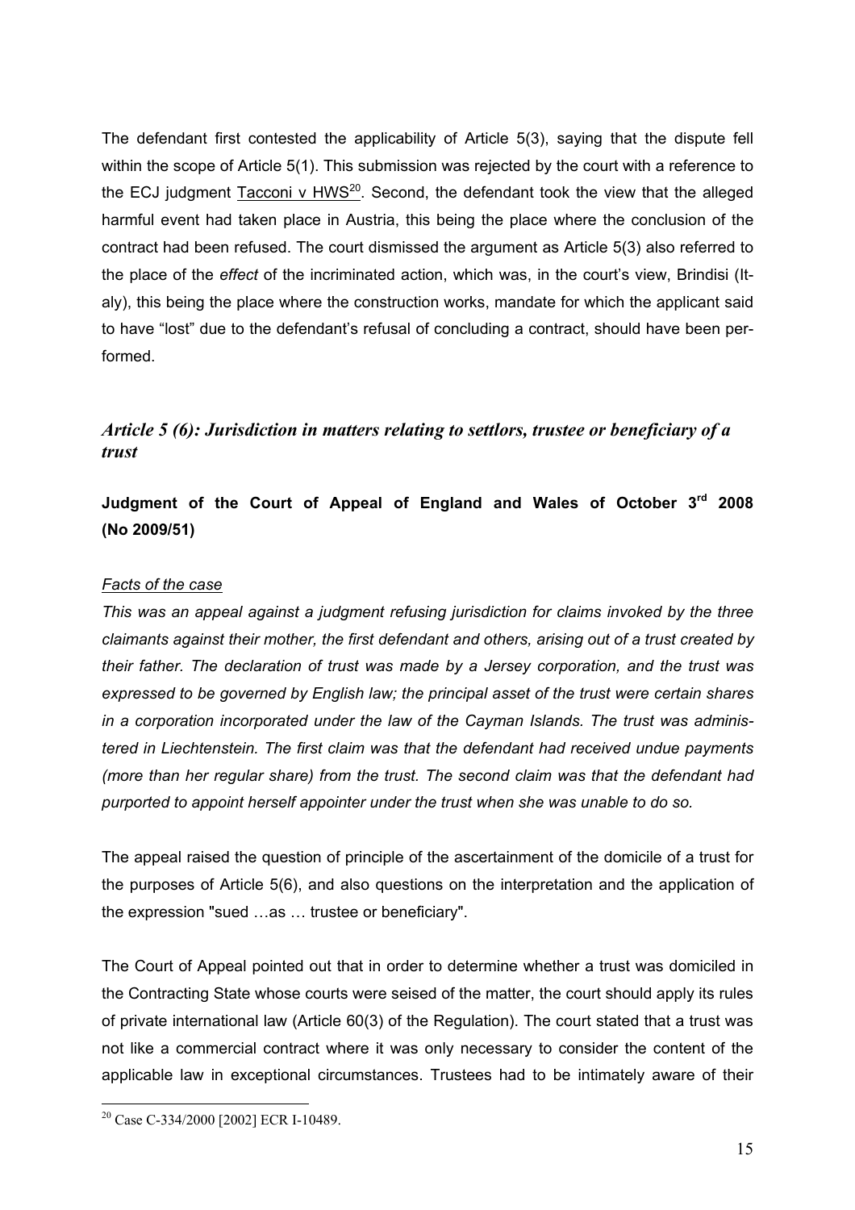The defendant first contested the applicability of Article 5(3), saying that the dispute fell within the scope of Article 5(1). This submission was rejected by the court with a reference to the ECJ judgment Tacconi v HWS[20]. Second, the defendant took the view that the alleged harmful event had taken place in Austria, this being the place where the conclusion of the contract had been refused. The court dismissed the argument as Article 5(3) also referred to the place of the *effect* of the incriminated action, which was, in the court's view, Brindisi (Italy), this being the place where the construction works, mandate for which the applicant said to have "lost" due to the defendant's refusal of concluding a contract, should have been performed.

## *Article 5 (6): Jurisdiction in matters relating to settlors, trustee or beneficiary of a trust*

### Judgment of the Court of Appeal of England and Wales of October 3rd 2008 (No 2009/51)

*Facts of the case*

*This was an appeal against a judgment refusing jurisdiction for claims invoked by the three claimants against their mother, the first defendant and others, arising out of a trust created by their father. The declaration of trust was made by a Jersey corporation, and the trust was expressed to be governed by English law; the principal asset of the trust were certain shares in a corporation incorporated under the law of the Cayman Islands. The trust was administered in Liechtenstein. The first claim was that the defendant had received undue payments (more than her regular share) from the trust. The second claim was that the defendant had purported to appoint herself appointer under the trust when she was unable to do so.*

The appeal raised the question of principle of the ascertainment of the domicile of a trust for the purposes of Article 5(6), and also questions on the interpretation and the application of the expression "sued …as … trustee or beneficiary".

The Court of Appeal pointed out that in order to determine whether a trust was domiciled in the Contracting State whose courts were seised of the matter, the court should apply its rules of private international law (Article 60(3) of the Regulation). The court stated that a trust was not like a commercial contract where it was only necessary to consider the content of the applicable law in exceptional circumstances. Trustees had to be intimately aware of their

[20] Case C-334/2000 [2002] ECR I-10489.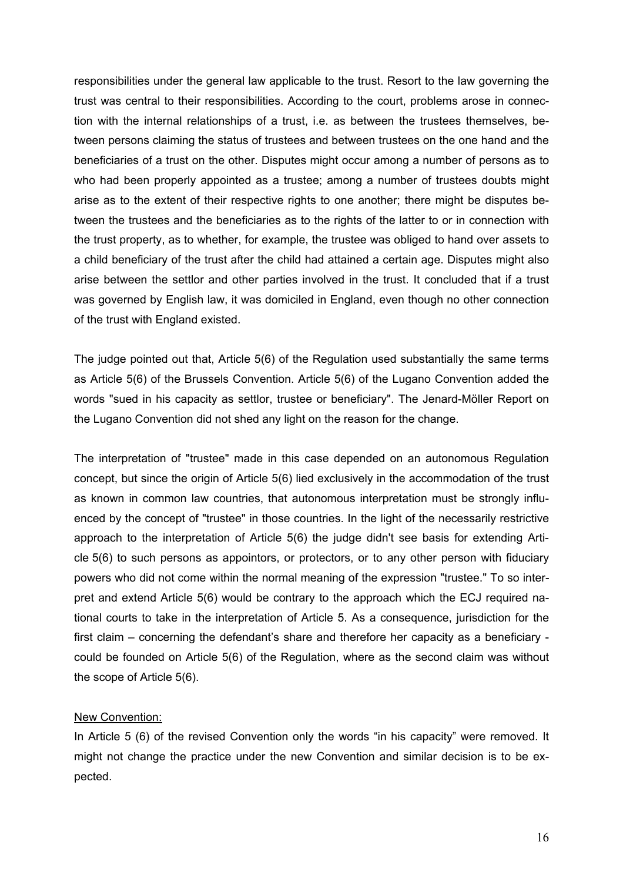responsibilities under the general law applicable to the trust. Resort to the law governing the trust was central to their responsibilities. According to the court, problems arose in connection with the internal relationships of a trust, i.e. as between the trustees themselves, between persons claiming the status of trustees and between trustees on the one hand and the beneficiaries of a trust on the other. Disputes might occur among a number of persons as to who had been properly appointed as a trustee; among a number of trustees doubts might arise as to the extent of their respective rights to one another; there might be disputes between the trustees and the beneficiaries as to the rights of the latter to or in connection with the trust property, as to whether, for example, the trustee was obliged to hand over assets to a child beneficiary of the trust after the child had attained a certain age. Disputes might also arise between the settlor and other parties involved in the trust. It concluded that if a trust was governed by English law, it was domiciled in England, even though no other connection of the trust with England existed.

The judge pointed out that, Article 5(6) of the Regulation used substantially the same terms as Article 5(6) of the Brussels Convention. Article 5(6) of the Lugano Convention added the words "sued in his capacity as settlor, trustee or beneficiary". The Jenard-Möller Report on the Lugano Convention did not shed any light on the reason for the change.

The interpretation of "trustee" made in this case depended on an autonomous Regulation concept, but since the origin of Article 5(6) lied exclusively in the accommodation of the trust as known in common law countries, that autonomous interpretation must be strongly influenced by the concept of "trustee" in those countries. In the light of the necessarily restrictive approach to the interpretation of Article 5(6) the judge didn't see basis for extending Article 5(6) to such persons as appointors, or protectors, or to any other person with fiduciary powers who did not come within the normal meaning of the expression "trustee." To so interpret and extend Article 5(6) would be contrary to the approach which the ECJ required national courts to take in the interpretation of Article 5. As a consequence, jurisdiction for the first claim – concerning the defendant's share and therefore her capacity as a beneficiary - could be founded on Article 5(6) of the Regulation, where as the second claim was without the scope of Article 5(6).

<u>New Convention:</u>

In Article 5 (6) of the revised Convention only the words "in his capacity" were removed. It might not change the practice under the new Convention and similar decision is to be expected.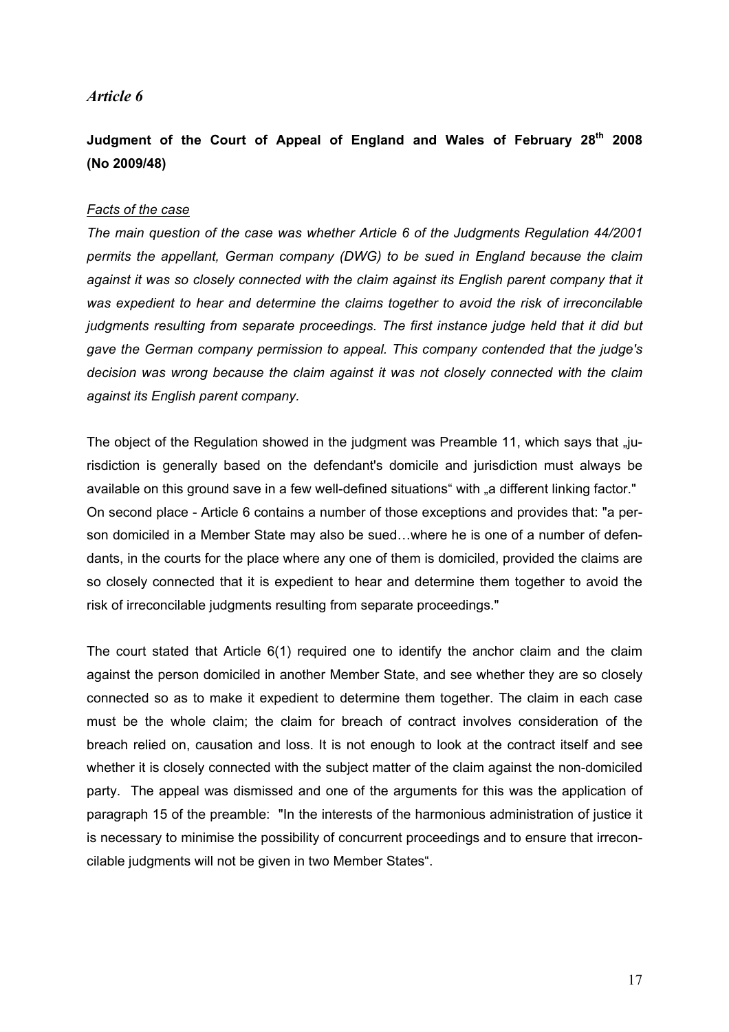## *Article 6*

### Judgment of the Court of Appeal of England and Wales of February 28th 2008 (No 2009/48)

*Facts of the case*

*The main question of the case was whether Article 6 of the Judgments Regulation 44/2001 permits the appellant, German company (DWG) to be sued in England because the claim against it was so closely connected with the claim against its English parent company that it was expedient to hear and determine the claims together to avoid the risk of irreconcilable judgments resulting from separate proceedings. The first instance judge held that it did but gave the German company permission to appeal. This company contended that the judge's decision was wrong because the claim against it was not closely connected with the claim against its English parent company.*

The object of the Regulation showed in the judgment was Preamble 11, which says that „jurisdiction is generally based on the defendant's domicile and jurisdiction must always be available on this ground save in a few well-defined situations" with „a different linking factor." On second place - Article 6 contains a number of those exceptions and provides that: "a person domiciled in a Member State may also be sued…where he is one of a number of defendants, in the courts for the place where any one of them is domiciled, provided the claims are so closely connected that it is expedient to hear and determine them together to avoid the risk of irreconcilable judgments resulting from separate proceedings."

The court stated that Article 6(1) required one to identify the anchor claim and the claim against the person domiciled in another Member State, and see whether they are so closely connected so as to make it expedient to determine them together. The claim in each case must be the whole claim; the claim for breach of contract involves consideration of the breach relied on, causation and loss. It is not enough to look at the contract itself and see whether it is closely connected with the subject matter of the claim against the non-domiciled party. The appeal was dismissed and one of the arguments for this was the application of paragraph 15 of the preamble: "In the interests of the harmonious administration of justice it is necessary to minimise the possibility of concurrent proceedings and to ensure that irreconcilable judgments will not be given in two Member States".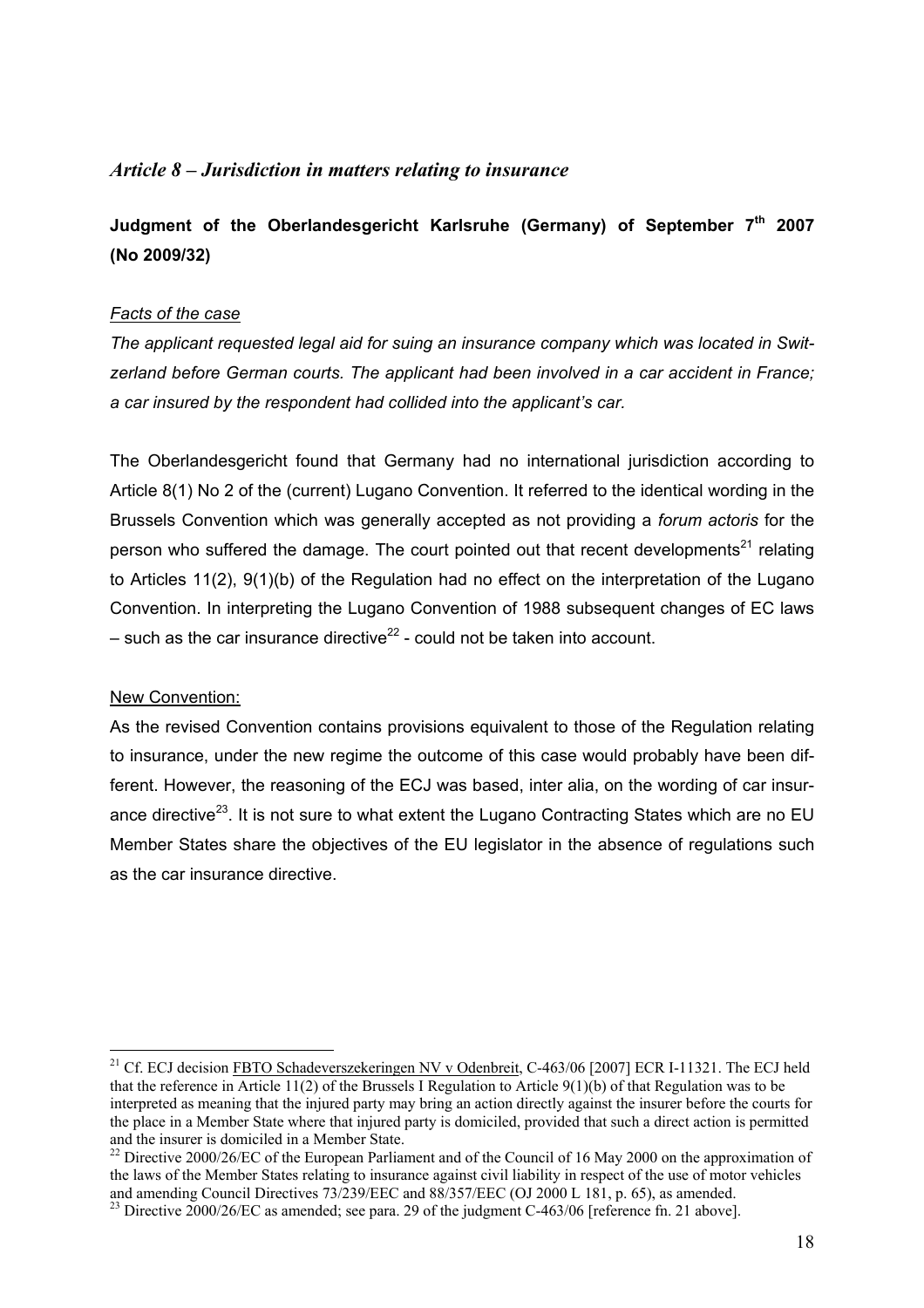## *Article 8 – Jurisdiction in matters relating to insurance*

### Judgment of the Oberlandesgericht Karlsruhe (Germany) of September 7th 2007 (No 2009/32)

*Facts of the case*

*The applicant requested legal aid for suing an insurance company which was located in Switzerland before German courts. The applicant had been involved in a car accident in France; a car insured by the respondent had collided into the applicant's car.*

The Oberlandesgericht found that Germany had no international jurisdiction according to Article 8(1) No 2 of the (current) Lugano Convention. It referred to the identical wording in the Brussels Convention which was generally accepted as not providing a *forum actoris* for the person who suffered the damage. The court pointed out that recent developments[21] relating to Articles 11(2), 9(1)(b) of the Regulation had no effect on the interpretation of the Lugano Convention. In interpreting the Lugano Convention of 1988 subsequent changes of EC laws – such as the car insurance directive[22] - could not be taken into account.

New Convention:

As the revised Convention contains provisions equivalent to those of the Regulation relating to insurance, under the new regime the outcome of this case would probably have been different. However, the reasoning of the ECJ was based, inter alia, on the wording of car insurance directive[23]. It is not sure to what extent the Lugano Contracting States which are no EU Member States share the objectives of the EU legislator in the absence of regulations such as the car insurance directive.

---

[21] Cf. ECJ decision FBTO Schadeverszekeringen NV v Odenbreit, C-463/06 [2007] ECR I-11321. The ECJ held that the reference in Article 11(2) of the Brussels I Regulation to Article 9(1)(b) of that Regulation was to be interpreted as meaning that the injured party may bring an action directly against the insurer before the courts for the place in a Member State where that injured party is domiciled, provided that such a direct action is permitted and the insurer is domiciled in a Member State.

[22] Directive 2000/26/EC of the European Parliament and of the Council of 16 May 2000 on the approximation of the laws of the Member States relating to insurance against civil liability in respect of the use of motor vehicles and amending Council Directives 73/239/EEC and 88/357/EEC (OJ 2000 L 181, p. 65), as amended.

[23] Directive 2000/26/EC as amended; see para. 29 of the judgment C-463/06 [reference fn. 21 above].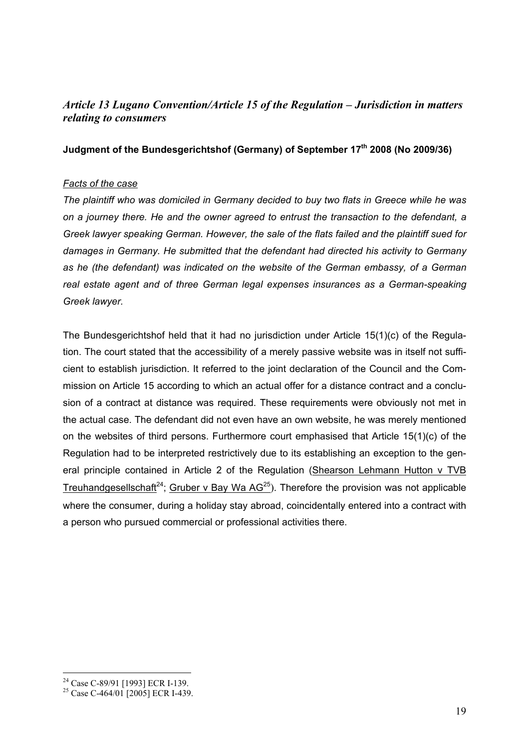## *Article 13 Lugano Convention/Article 15 of the Regulation – Jurisdiction in matters relating to consumers*

### Judgment of the Bundesgerichtshof (Germany) of September 17th 2008 (No 2009/36)

#### *Facts of the case*

*The plaintiff who was domiciled in Germany decided to buy two flats in Greece while he was on a journey there. He and the owner agreed to entrust the transaction to the defendant, a Greek lawyer speaking German. However, the sale of the flats failed and the plaintiff sued for damages in Germany. He submitted that the defendant had directed his activity to Germany as he (the defendant) was indicated on the website of the German embassy, of a German real estate agent and of three German legal expenses insurances as a German-speaking Greek lawyer.*

The Bundesgerichtshof held that it had no jurisdiction under Article 15(1)(c) of the Regulation. The court stated that the accessibility of a merely passive website was in itself not sufficient to establish jurisdiction. It referred to the joint declaration of the Council and the Commission on Article 15 according to which an actual offer for a distance contract and a conclusion of a contract at distance was required. These requirements were obviously not met in the actual case. The defendant did not even have an own website, he was merely mentioned on the websites of third persons. Furthermore court emphasised that Article 15(1)(c) of the Regulation had to be interpreted restrictively due to its establishing an exception to the general principle contained in Article 2 of the Regulation (Shearson Lehmann Hutton v TVB Treuhandgesellschaft[24]; Gruber v Bay Wa AG[25]). Therefore the provision was not applicable where the consumer, during a holiday stay abroad, coincidentally entered into a contract with a person who pursued commercial or professional activities there.

---

[24] Case C-89/91 [1993] ECR I-139.

[25] Case C-464/01 [2005] ECR I-439.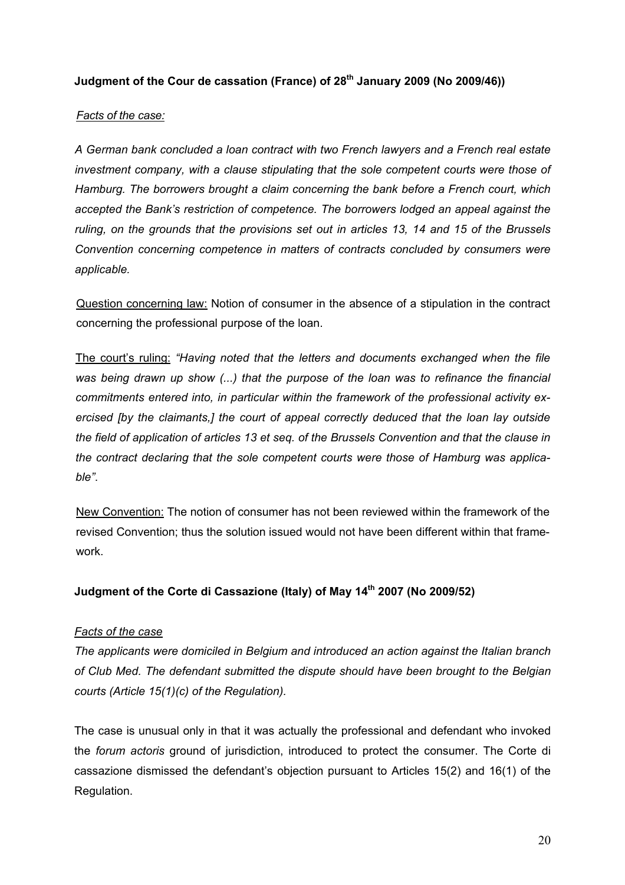**Judgment of the Cour de cassation (France) of 28th January 2009 (No 2009/46))**

*Facts of the case:*

*A German bank concluded a loan contract with two French lawyers and a French real estate investment company, with a clause stipulating that the sole competent courts were those of Hamburg. The borrowers brought a claim concerning the bank before a French court, which accepted the Bank's restriction of competence. The borrowers lodged an appeal against the ruling, on the grounds that the provisions set out in articles 13, 14 and 15 of the Brussels Convention concerning competence in matters of contracts concluded by consumers were applicable.*

Question concerning law: Notion of consumer in the absence of a stipulation in the contract concerning the professional purpose of the loan.

The court's ruling: *"Having noted that the letters and documents exchanged when the file was being drawn up show (...) that the purpose of the loan was to refinance the financial commitments entered into, in particular within the framework of the professional activity exercised [by the claimants,] the court of appeal correctly deduced that the loan lay outside the field of application of articles 13 et seq. of the Brussels Convention and that the clause in the contract declaring that the sole competent courts were those of Hamburg was applicable"*.

New Convention: The notion of consumer has not been reviewed within the framework of the revised Convention; thus the solution issued would not have been different within that framework.

**Judgment of the Corte di Cassazione (Italy) of May 14th 2007 (No 2009/52)**

*Facts of the case*

*The applicants were domiciled in Belgium and introduced an action against the Italian branch of Club Med. The defendant submitted the dispute should have been brought to the Belgian courts (Article 15(1)(c) of the Regulation).*

The case is unusual only in that it was actually the professional and defendant who invoked the *forum actoris* ground of jurisdiction, introduced to protect the consumer. The Corte di cassazione dismissed the defendant's objection pursuant to Articles 15(2) and 16(1) of the Regulation.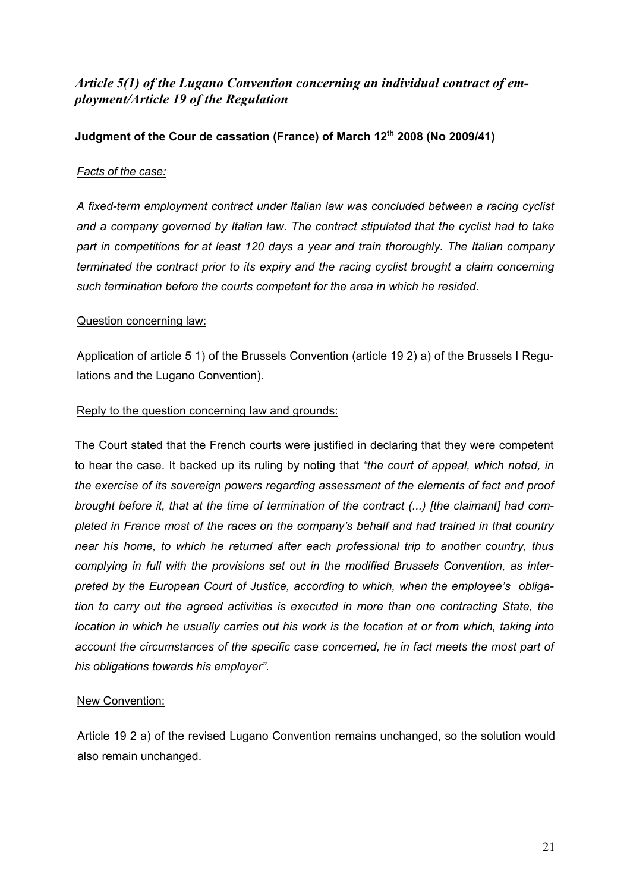## *Article 5(1) of the Lugano Convention concerning an individual contract of employment/Article 19 of the Regulation*

**Judgment of the Cour de cassation (France) of March 12th 2008 (No 2009/41)**

*Facts of the case:*

*A fixed-term employment contract under Italian law was concluded between a racing cyclist and a company governed by Italian law. The contract stipulated that the cyclist had to take part in competitions for at least 120 days a year and train thoroughly. The Italian company terminated the contract prior to its expiry and the racing cyclist brought a claim concerning such termination before the courts competent for the area in which he resided.*

Question concerning law:

Application of article 5 1) of the Brussels Convention (article 19 2) a) of the Brussels I Regulations and the Lugano Convention).

Reply to the question concerning law and grounds:

The Court stated that the French courts were justified in declaring that they were competent to hear the case. It backed up its ruling by noting that *"the court of appeal, which noted, in the exercise of its sovereign powers regarding assessment of the elements of fact and proof brought before it, that at the time of termination of the contract (...) [the claimant] had completed in France most of the races on the company's behalf and had trained in that country near his home, to which he returned after each professional trip to another country, thus complying in full with the provisions set out in the modified Brussels Convention, as interpreted by the European Court of Justice, according to which, when the employee's obligation to carry out the agreed activities is executed in more than one contracting State, the location in which he usually carries out his work is the location at or from which, taking into account the circumstances of the specific case concerned, he in fact meets the most part of his obligations towards his employer"*.

New Convention:

Article 19 2 a) of the revised Lugano Convention remains unchanged, so the solution would also remain unchanged.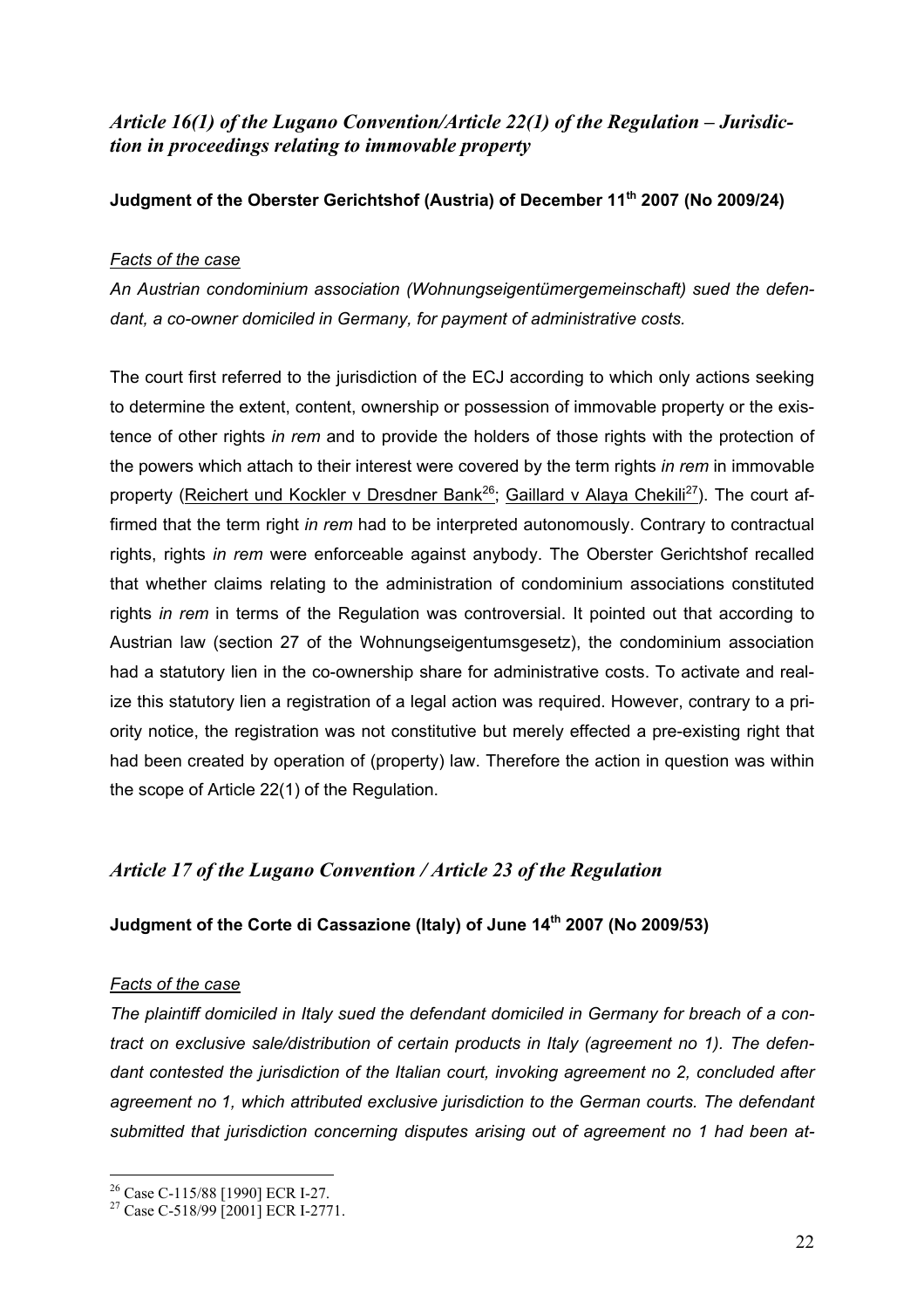## *Article 16(1) of the Lugano Convention/Article 22(1) of the Regulation – Jurisdiction in proceedings relating to immovable property*

**Judgment of the Oberster Gerichtshof (Austria) of December 11th 2007 (No 2009/24)**

*Facts of the case*

*An Austrian condominium association (Wohnungseigentümergemeinschaft) sued the defendant, a co-owner domiciled in Germany, for payment of administrative costs.*

The court first referred to the jurisdiction of the ECJ according to which only actions seeking to determine the extent, content, ownership or possession of immovable property or the existence of other rights *in rem* and to provide the holders of those rights with the protection of the powers which attach to their interest were covered by the term rights *in rem* in immovable property (Reichert und Kockler v Dresdner Bank[26]; Gaillard v Alaya Chekili[27]). The court affirmed that the term right *in rem* had to be interpreted autonomously. Contrary to contractual rights, rights *in rem* were enforceable against anybody. The Oberster Gerichtshof recalled that whether claims relating to the administration of condominium associations constituted rights *in rem* in terms of the Regulation was controversial. It pointed out that according to Austrian law (section 27 of the Wohnungseigentumsgesetz), the condominium association had a statutory lien in the co-ownership share for administrative costs. To activate and realize this statutory lien a registration of a legal action was required. However, contrary to a priority notice, the registration was not constitutive but merely effected a pre-existing right that had been created by operation of (property) law. Therefore the action in question was within the scope of Article 22(1) of the Regulation.

## *Article 17 of the Lugano Convention / Article 23 of the Regulation*

**Judgment of the Corte di Cassazione (Italy) of June 14th 2007 (No 2009/53)**

*Facts of the case*

*The plaintiff domiciled in Italy sued the defendant domiciled in Germany for breach of a contract on exclusive sale/distribution of certain products in Italy (agreement no 1). The defendant contested the jurisdiction of the Italian court, invoking agreement no 2, concluded after agreement no 1, which attributed exclusive jurisdiction to the German courts. The defendant submitted that jurisdiction concerning disputes arising out of agreement no 1 had been at-*

---

[26] Case C-115/88 [1990] ECR I-27.

[27] Case C-518/99 [2001] ECR I-2771.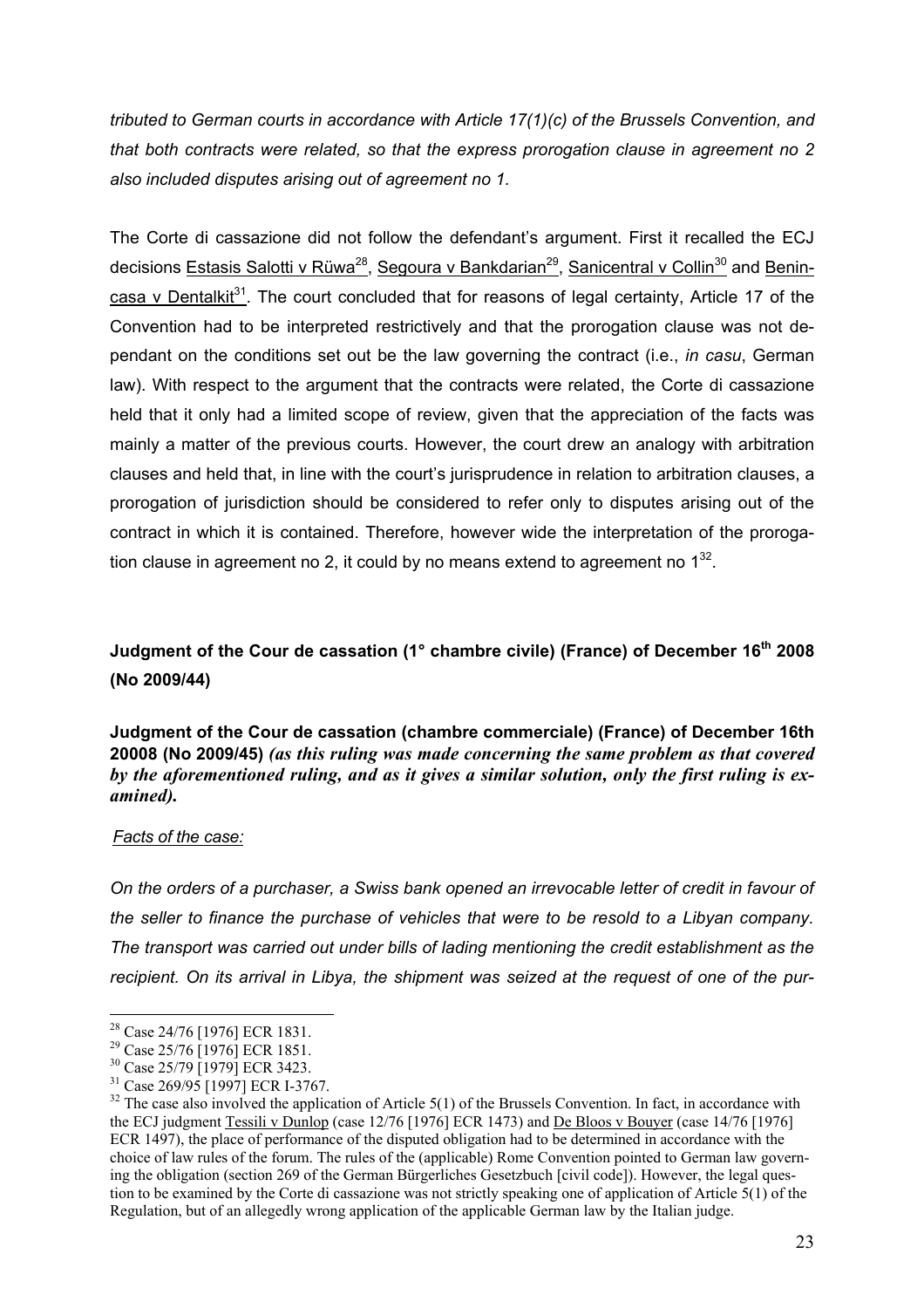*tributed to German courts in accordance with Article 17(1)(c) of the Brussels Convention, and that both contracts were related, so that the express prorogation clause in agreement no 2 also included disputes arising out of agreement no 1.*

The Corte di cassazione did not follow the defendant's argument. First it recalled the ECJ decisions Estasis Salotti v Rüwa[28], Segoura v Bankdarian[29], Sanicentral v Collin[30] and Benincasa v Dentalkit[31]. The court concluded that for reasons of legal certainty, Article 17 of the Convention had to be interpreted restrictively and that the prorogation clause was not dependant on the conditions set out be the law governing the contract (i.e., *in casu*, German law). With respect to the argument that the contracts were related, the Corte di cassazione held that it only had a limited scope of review, given that the appreciation of the facts was mainly a matter of the previous courts. However, the court drew an analogy with arbitration clauses and held that, in line with the court's jurisprudence in relation to arbitration clauses, a prorogation of jurisdiction should be considered to refer only to disputes arising out of the contract in which it is contained. Therefore, however wide the interpretation of the prorogation clause in agreement no 2, it could by no means extend to agreement no 1[32].

**Judgment of the Cour de cassation (1° chambre civile) (France) of December 16th 2008 (No 2009/44)**

**Judgment of the Cour de cassation (chambre commerciale) (France) of December 16th 20008 (No 2009/45)** ***(as this ruling was made concerning the same problem as that covered by the aforementioned ruling, and as it gives a similar solution, only the first ruling is examined).***

*Facts of the case:*

*On the orders of a purchaser, a Swiss bank opened an irrevocable letter of credit in favour of the seller to finance the purchase of vehicles that were to be resold to a Libyan company. The transport was carried out under bills of lading mentioning the credit establishment as the recipient. On its arrival in Libya, the shipment was seized at the request of one of the pur-*

---

[28] Case 24/76 [1976] ECR 1831.

[29] Case 25/76 [1976] ECR 1851.

[30] Case 25/79 [1979] ECR 3423.

[31] Case 269/95 [1997] ECR I-3767.

[32] The case also involved the application of Article 5(1) of the Brussels Convention. In fact, in accordance with the ECJ judgment Tessili v Dunlop (case 12/76 [1976] ECR 1473) and De Bloos v Bouyer (case 14/76 [1976] ECR 1497), the place of performance of the disputed obligation had to be determined in accordance with the choice of law rules of the forum. The rules of the (applicable) Rome Convention pointed to German law governing the obligation (section 269 of the German Bürgerliches Gesetzbuch [civil code]). However, the legal question to be examined by the Corte di cassazione was not strictly speaking one of application of Article 5(1) of the Regulation, but of an allegedly wrong application of the applicable German law by the Italian judge.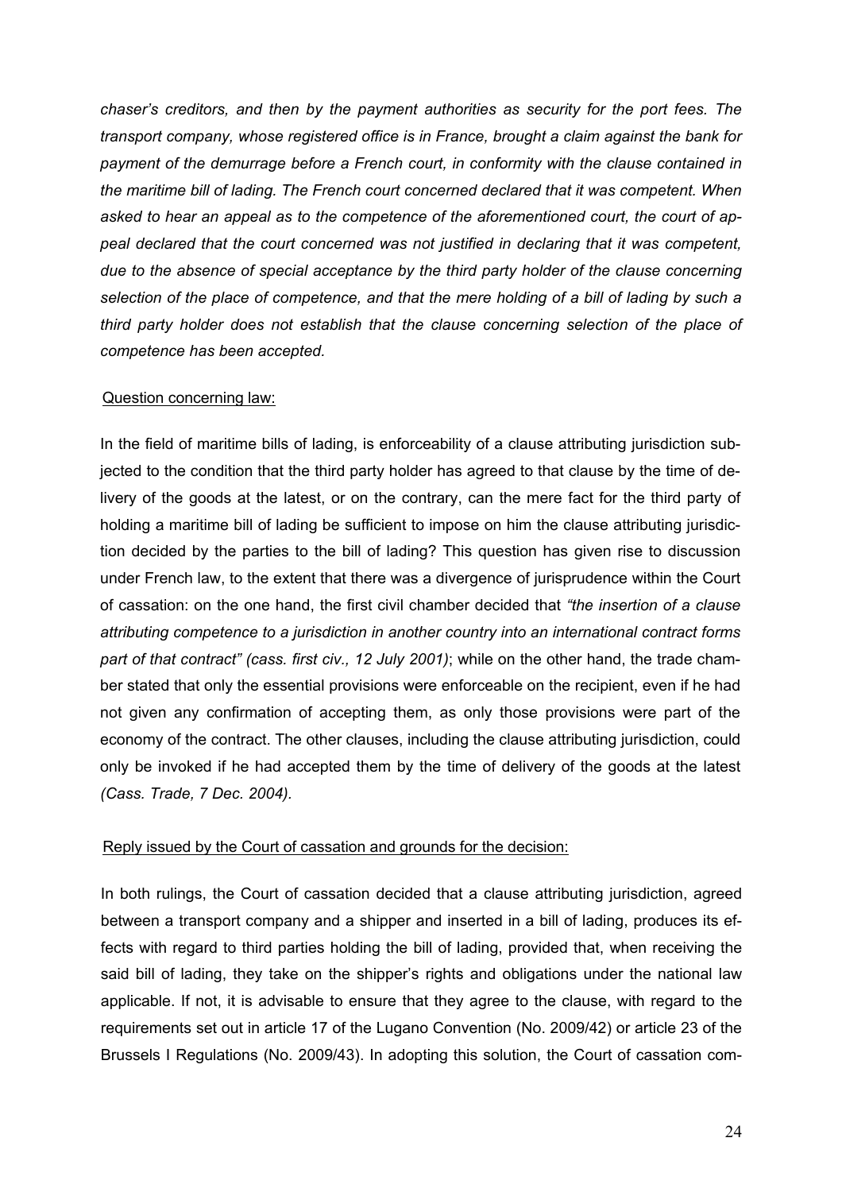*chaser's creditors, and then by the payment authorities as security for the port fees. The transport company, whose registered office is in France, brought a claim against the bank for payment of the demurrage before a French court, in conformity with the clause contained in the maritime bill of lading. The French court concerned declared that it was competent. When asked to hear an appeal as to the competence of the aforementioned court, the court of appeal declared that the court concerned was not justified in declaring that it was competent, due to the absence of special acceptance by the third party holder of the clause concerning selection of the place of competence, and that the mere holding of a bill of lading by such a third party holder does not establish that the clause concerning selection of the place of competence has been accepted.*

Question concerning law:

In the field of maritime bills of lading, is enforceability of a clause attributing jurisdiction subjected to the condition that the third party holder has agreed to that clause by the time of delivery of the goods at the latest, or on the contrary, can the mere fact for the third party of holding a maritime bill of lading be sufficient to impose on him the clause attributing jurisdiction decided by the parties to the bill of lading? This question has given rise to discussion under French law, to the extent that there was a divergence of jurisprudence within the Court of cassation: on the one hand, the first civil chamber decided that *"the insertion of a clause attributing competence to a jurisdiction in another country into an international contract forms part of that contract" (cass. first civ., 12 July 2001)*; while on the other hand, the trade chamber stated that only the essential provisions were enforceable on the recipient, even if he had not given any confirmation of accepting them, as only those provisions were part of the economy of the contract. The other clauses, including the clause attributing jurisdiction, could only be invoked if he had accepted them by the time of delivery of the goods at the latest *(Cass. Trade, 7 Dec. 2004).*

Reply issued by the Court of cassation and grounds for the decision:

In both rulings, the Court of cassation decided that a clause attributing jurisdiction, agreed between a transport company and a shipper and inserted in a bill of lading, produces its effects with regard to third parties holding the bill of lading, provided that, when receiving the said bill of lading, they take on the shipper's rights and obligations under the national law applicable. If not, it is advisable to ensure that they agree to the clause, with regard to the requirements set out in article 17 of the Lugano Convention (No. 2009/42) or article 23 of the Brussels I Regulations (No. 2009/43). In adopting this solution, the Court of cassation com-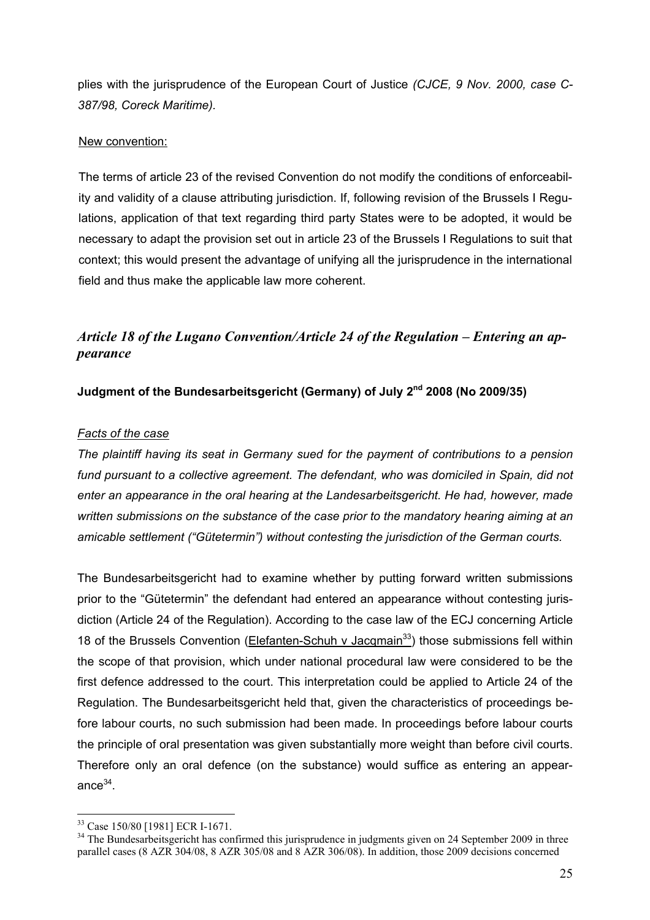plies with the jurisprudence of the European Court of Justice *(CJCE, 9 Nov. 2000, case C-387/98, Coreck Maritime).*

New convention:

The terms of article 23 of the revised Convention do not modify the conditions of enforceability and validity of a clause attributing jurisdiction. If, following revision of the Brussels I Regulations, application of that text regarding third party States were to be adopted, it would be necessary to adapt the provision set out in article 23 of the Brussels I Regulations to suit that context; this would present the advantage of unifying all the jurisprudence in the international field and thus make the applicable law more coherent.

## *Article 18 of the Lugano Convention/Article 24 of the Regulation – Entering an appearance*

**Judgment of the Bundesarbeitsgericht (Germany) of July 2nd 2008 (No 2009/35)**

*Facts of the case*

*The plaintiff having its seat in Germany sued for the payment of contributions to a pension fund pursuant to a collective agreement. The defendant, who was domiciled in Spain, did not enter an appearance in the oral hearing at the Landesarbeitsgericht. He had, however, made written submissions on the substance of the case prior to the mandatory hearing aiming at an amicable settlement ("Gütetermin") without contesting the jurisdiction of the German courts.*

The Bundesarbeitsgericht had to examine whether by putting forward written submissions prior to the "Gütetermin" the defendant had entered an appearance without contesting jurisdiction (Article 24 of the Regulation). According to the case law of the ECJ concerning Article 18 of the Brussels Convention (Elefanten-Schuh v Jacqmain[33]) those submissions fell within the scope of that provision, which under national procedural law were considered to be the first defence addressed to the court. This interpretation could be applied to Article 24 of the Regulation. The Bundesarbeitsgericht held that, given the characteristics of proceedings before labour courts, no such submission had been made. In proceedings before labour courts the principle of oral presentation was given substantially more weight than before civil courts. Therefore only an oral defence (on the substance) would suffice as entering an appearance[34].

---

[33] Case 150/80 [1981] ECR I-1671.

[34] The Bundesarbeitsgericht has confirmed this jurisprudence in judgments given on 24 September 2009 in three parallel cases (8 AZR 304/08, 8 AZR 305/08 and 8 AZR 306/08). In addition, those 2009 decisions concerned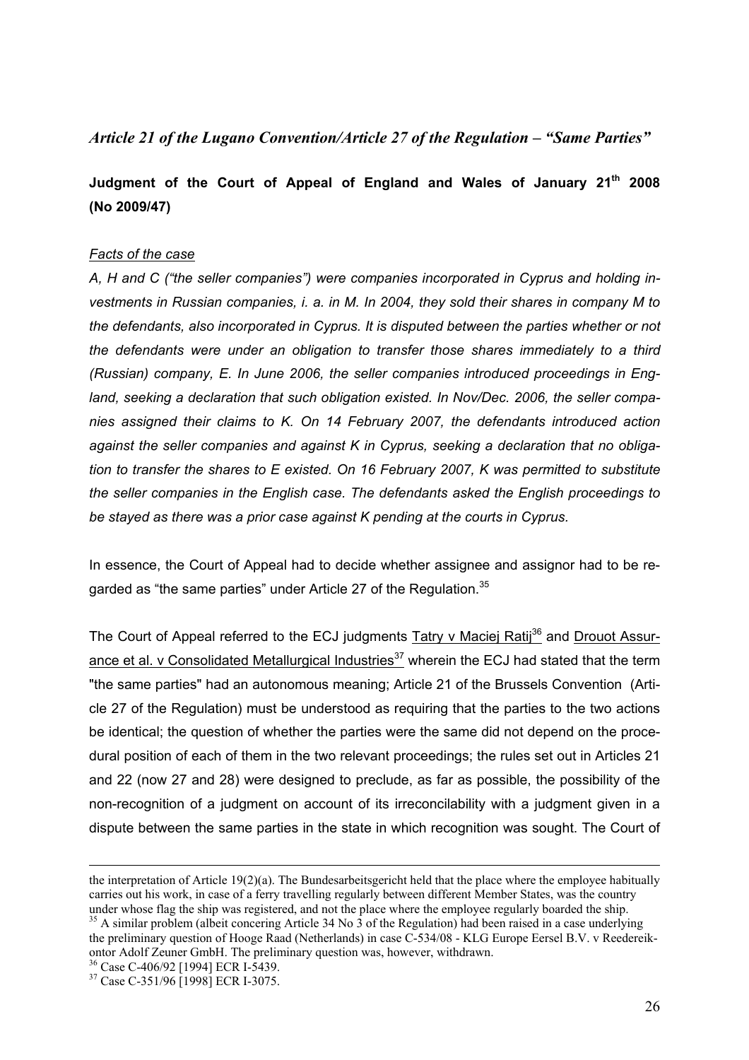### *Article 21 of the Lugano Convention/Article 27 of the Regulation – "Same Parties"*

**Judgment of the Court of Appeal of England and Wales of January 21th 2008 (No 2009/47)**

*Facts of the case*

*A, H and C ("the seller companies") were companies incorporated in Cyprus and holding investments in Russian companies, i. a. in M. In 2004, they sold their shares in company M to the defendants, also incorporated in Cyprus. It is disputed between the parties whether or not the defendants were under an obligation to transfer those shares immediately to a third (Russian) company, E. In June 2006, the seller companies introduced proceedings in England, seeking a declaration that such obligation existed. In Nov/Dec. 2006, the seller companies assigned their claims to K. On 14 February 2007, the defendants introduced action against the seller companies and against K in Cyprus, seeking a declaration that no obligation to transfer the shares to E existed. On 16 February 2007, K was permitted to substitute the seller companies in the English case. The defendants asked the English proceedings to be stayed as there was a prior case against K pending at the courts in Cyprus.*

In essence, the Court of Appeal had to decide whether assignee and assignor had to be regarded as "the same parties" under Article 27 of the Regulation.[35]

The Court of Appeal referred to the ECJ judgments Tatry v Maciej Ratij[36] and Drouot Assurance et al. v Consolidated Metallurgical Industries[37] wherein the ECJ had stated that the term "the same parties" had an autonomous meaning; Article 21 of the Brussels Convention (Article 27 of the Regulation) must be understood as requiring that the parties to the two actions be identical; the question of whether the parties were the same did not depend on the procedural position of each of them in the two relevant proceedings; the rules set out in Articles 21 and 22 (now 27 and 28) were designed to preclude, as far as possible, the possibility of the non-recognition of a judgment on account of its irreconcilability with a judgment given in a dispute between the same parties in the state in which recognition was sought. The Court of

---

the interpretation of Article 19(2)(a). The Bundesarbeitsgericht held that the place where the employee habitually carries out his work, in case of a ferry travelling regularly between different Member States, was the country under whose flag the ship was registered, and not the place where the employee regularly boarded the ship.

[35] A similar problem (albeit concering Article 34 No 3 of the Regulation) had been raised in a case underlying the preliminary question of Hooge Raad (Netherlands) in case C-534/08 - KLG Europe Eersel B.V. v Reedereikontor Adolf Zeuner GmbH. The preliminary question was, however, withdrawn.

[36] Case C-406/92 [1994] ECR I-5439.

[37] Case C-351/96 [1998] ECR I-3075.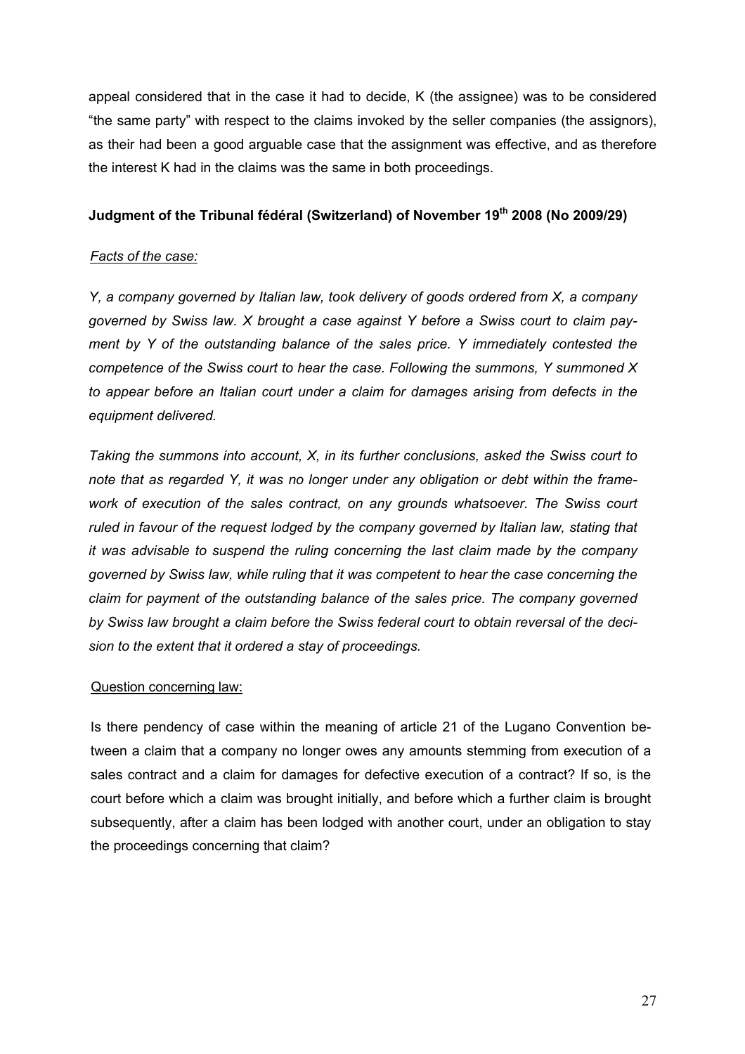appeal considered that in the case it had to decide, K (the assignee) was to be considered "the same party" with respect to the claims invoked by the seller companies (the assignors), as their had been a good arguable case that the assignment was effective, and as therefore the interest K had in the claims was the same in both proceedings.

**Judgment of the Tribunal fédéral (Switzerland) of November 19th 2008 (No 2009/29)**

*Facts of the case:*

*Y, a company governed by Italian law, took delivery of goods ordered from X, a company governed by Swiss law. X brought a case against Y before a Swiss court to claim payment by Y of the outstanding balance of the sales price. Y immediately contested the competence of the Swiss court to hear the case. Following the summons, Y summoned X to appear before an Italian court under a claim for damages arising from defects in the equipment delivered.*

*Taking the summons into account, X, in its further conclusions, asked the Swiss court to note that as regarded Y, it was no longer under any obligation or debt within the framework of execution of the sales contract, on any grounds whatsoever. The Swiss court ruled in favour of the request lodged by the company governed by Italian law, stating that it was advisable to suspend the ruling concerning the last claim made by the company governed by Swiss law, while ruling that it was competent to hear the case concerning the claim for payment of the outstanding balance of the sales price. The company governed by Swiss law brought a claim before the Swiss federal court to obtain reversal of the decision to the extent that it ordered a stay of proceedings.*

Question concerning law:

Is there pendency of case within the meaning of article 21 of the Lugano Convention between a claim that a company no longer owes any amounts stemming from execution of a sales contract and a claim for damages for defective execution of a contract? If so, is the court before which a claim was brought initially, and before which a further claim is brought subsequently, after a claim has been lodged with another court, under an obligation to stay the proceedings concerning that claim?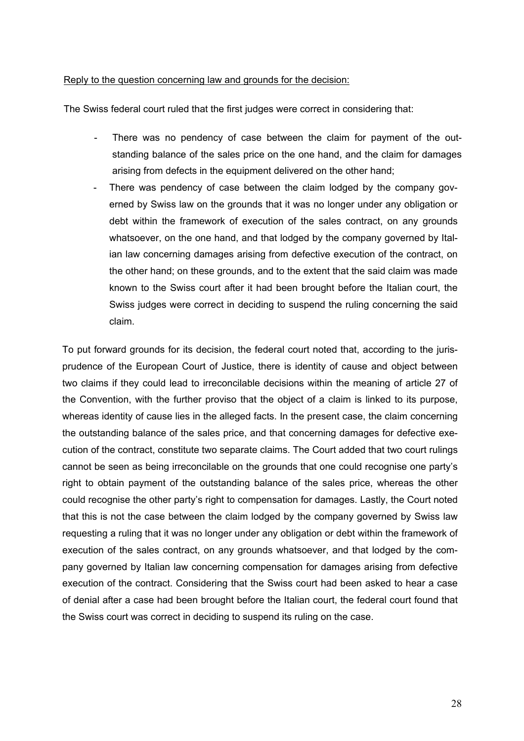Reply to the question concerning law and grounds for the decision:

The Swiss federal court ruled that the first judges were correct in considering that:

- There was no pendency of case between the claim for payment of the outstanding balance of the sales price on the one hand, and the claim for damages arising from defects in the equipment delivered on the other hand;
- There was pendency of case between the claim lodged by the company governed by Swiss law on the grounds that it was no longer under any obligation or debt within the framework of execution of the sales contract, on any grounds whatsoever, on the one hand, and that lodged by the company governed by Italian law concerning damages arising from defective execution of the contract, on the other hand; on these grounds, and to the extent that the said claim was made known to the Swiss court after it had been brought before the Italian court, the Swiss judges were correct in deciding to suspend the ruling concerning the said claim.

To put forward grounds for its decision, the federal court noted that, according to the jurisprudence of the European Court of Justice, there is identity of cause and object between two claims if they could lead to irreconcilable decisions within the meaning of article 27 of the Convention, with the further proviso that the object of a claim is linked to its purpose, whereas identity of cause lies in the alleged facts. In the present case, the claim concerning the outstanding balance of the sales price, and that concerning damages for defective execution of the contract, constitute two separate claims. The Court added that two court rulings cannot be seen as being irreconcilable on the grounds that one could recognise one party's right to obtain payment of the outstanding balance of the sales price, whereas the other could recognise the other party's right to compensation for damages. Lastly, the Court noted that this is not the case between the claim lodged by the company governed by Swiss law requesting a ruling that it was no longer under any obligation or debt within the framework of execution of the sales contract, on any grounds whatsoever, and that lodged by the company governed by Italian law concerning compensation for damages arising from defective execution of the contract. Considering that the Swiss court had been asked to hear a case of denial after a case had been brought before the Italian court, the federal court found that the Swiss court was correct in deciding to suspend its ruling on the case.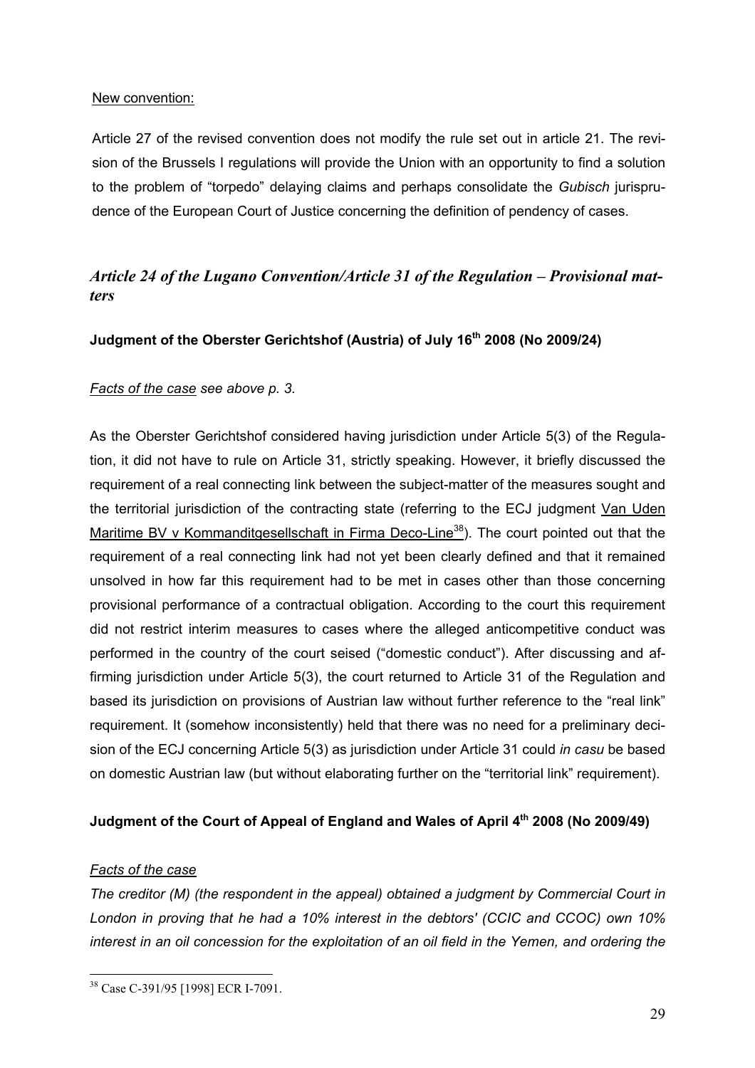New convention:

Article 27 of the revised convention does not modify the rule set out in article 21. The revision of the Brussels I regulations will provide the Union with an opportunity to find a solution to the problem of "torpedo" delaying claims and perhaps consolidate the *Gubisch* jurisprudence of the European Court of Justice concerning the definition of pendency of cases.

## *Article 24 of the Lugano Convention/Article 31 of the Regulation – Provisional matters*

### **Judgment of the Oberster Gerichtshof (Austria) of July 16th 2008 (No 2009/24)**

*Facts of the case see above p. 3.*

As the Oberster Gerichtshof considered having jurisdiction under Article 5(3) of the Regulation, it did not have to rule on Article 31, strictly speaking. However, it briefly discussed the requirement of a real connecting link between the subject-matter of the measures sought and the territorial jurisdiction of the contracting state (referring to the ECJ judgment Van Uden Maritime BV v Kommanditgesellschaft in Firma Deco-Line[38]). The court pointed out that the requirement of a real connecting link had not yet been clearly defined and that it remained unsolved in how far this requirement had to be met in cases other than those concerning provisional performance of a contractual obligation. According to the court this requirement did not restrict interim measures to cases where the alleged anticompetitive conduct was performed in the country of the court seised ("domestic conduct"). After discussing and affirming jurisdiction under Article 5(3), the court returned to Article 31 of the Regulation and based its jurisdiction on provisions of Austrian law without further reference to the "real link" requirement. It (somehow inconsistently) held that there was no need for a preliminary decision of the ECJ concerning Article 5(3) as jurisdiction under Article 31 could *in casu* be based on domestic Austrian law (but without elaborating further on the "territorial link" requirement).

### **Judgment of the Court of Appeal of England and Wales of April 4th 2008 (No 2009/49)**

*Facts of the case*

*The creditor (M) (the respondent in the appeal) obtained a judgment by Commercial Court in London in proving that he had a 10% interest in the debtors' (CCIC and CCOC) own 10% interest in an oil concession for the exploitation of an oil field in the Yemen, and ordering the*

---

[38] Case C-391/95 [1998] ECR I-7091.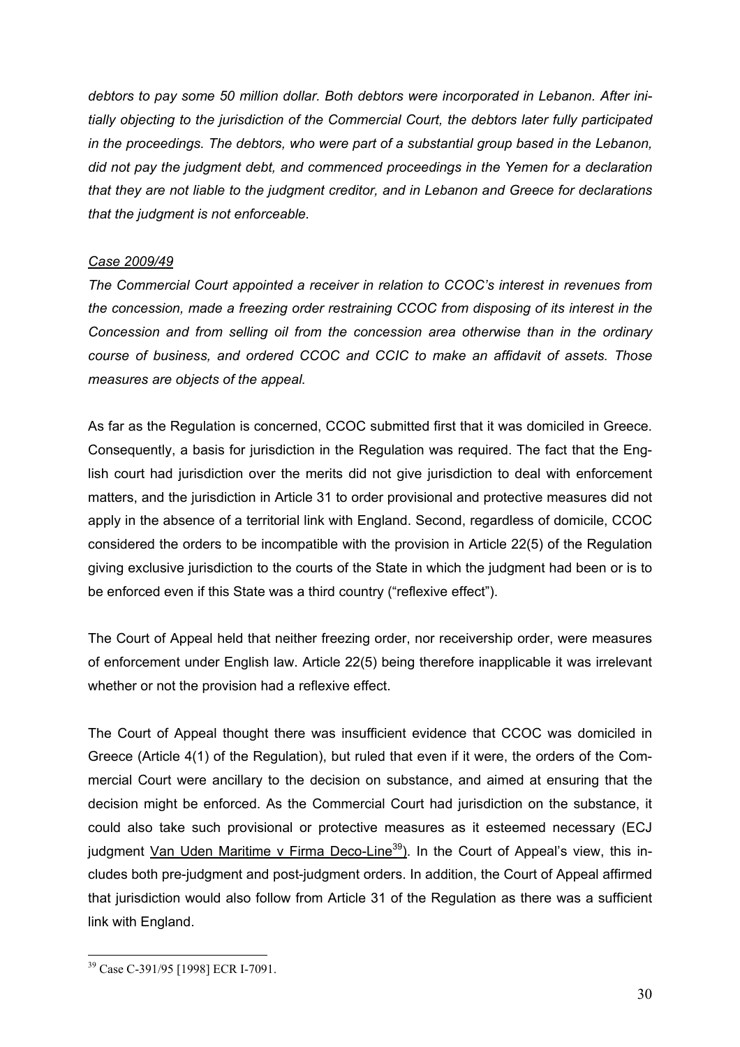*debtors to pay some 50 million dollar. Both debtors were incorporated in Lebanon. After initially objecting to the jurisdiction of the Commercial Court, the debtors later fully participated in the proceedings. The debtors, who were part of a substantial group based in the Lebanon, did not pay the judgment debt, and commenced proceedings in the Yemen for a declaration that they are not liable to the judgment creditor, and in Lebanon and Greece for declarations that the judgment is not enforceable.*

*Case 2009/49*

*The Commercial Court appointed a receiver in relation to CCOC's interest in revenues from the concession, made a freezing order restraining CCOC from disposing of its interest in the Concession and from selling oil from the concession area otherwise than in the ordinary course of business, and ordered CCOC and CCIC to make an affidavit of assets. Those measures are objects of the appeal.*

As far as the Regulation is concerned, CCOC submitted first that it was domiciled in Greece. Consequently, a basis for jurisdiction in the Regulation was required. The fact that the English court had jurisdiction over the merits did not give jurisdiction to deal with enforcement matters, and the jurisdiction in Article 31 to order provisional and protective measures did not apply in the absence of a territorial link with England. Second, regardless of domicile, CCOC considered the orders to be incompatible with the provision in Article 22(5) of the Regulation giving exclusive jurisdiction to the courts of the State in which the judgment had been or is to be enforced even if this State was a third country ("reflexive effect").

The Court of Appeal held that neither freezing order, nor receivership order, were measures of enforcement under English law. Article 22(5) being therefore inapplicable it was irrelevant whether or not the provision had a reflexive effect.

The Court of Appeal thought there was insufficient evidence that CCOC was domiciled in Greece (Article 4(1) of the Regulation), but ruled that even if it were, the orders of the Commercial Court were ancillary to the decision on substance, and aimed at ensuring that the decision might be enforced. As the Commercial Court had jurisdiction on the substance, it could also take such provisional or protective measures as it esteemed necessary (ECJ judgment Van Uden Maritime v Firma Deco-Line[39]). In the Court of Appeal's view, this includes both pre-judgment and post-judgment orders. In addition, the Court of Appeal affirmed that jurisdiction would also follow from Article 31 of the Regulation as there was a sufficient link with England.

[39] Case C-391/95 [1998] ECR I-7091.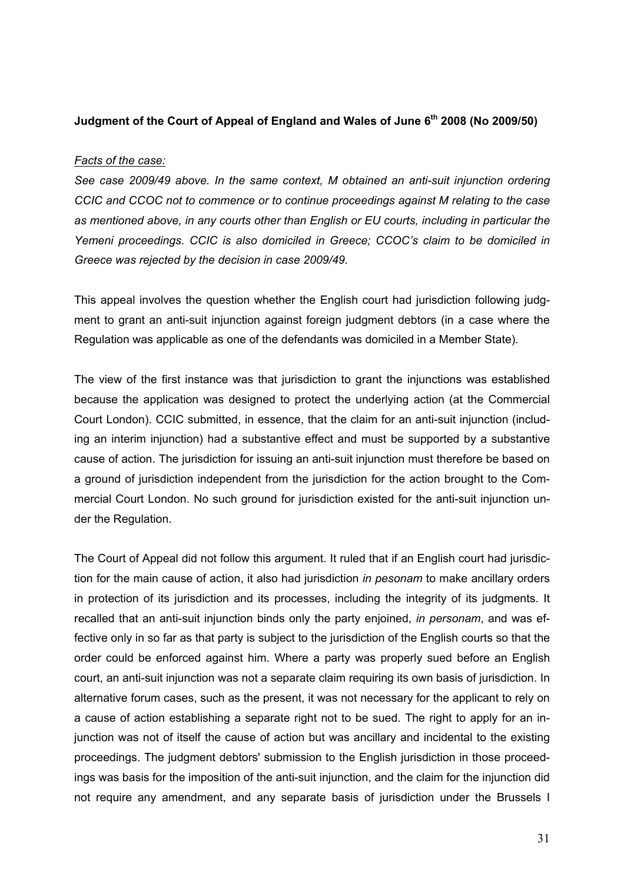**Judgment of the Court of Appeal of England and Wales of June 6th 2008 (No 2009/50)**

*Facts of the case:*

*See case 2009/49 above. In the same context, M obtained an anti-suit injunction ordering CCIC and CCOC not to commence or to continue proceedings against M relating to the case as mentioned above, in any courts other than English or EU courts, including in particular the Yemeni proceedings. CCIC is also domiciled in Greece; CCOC's claim to be domiciled in Greece was rejected by the decision in case 2009/49.*

This appeal involves the question whether the English court had jurisdiction following judgment to grant an anti-suit injunction against foreign judgment debtors (in a case where the Regulation was applicable as one of the defendants was domiciled in a Member State).

The view of the first instance was that jurisdiction to grant the injunctions was established because the application was designed to protect the underlying action (at the Commercial Court London). CCIC submitted, in essence, that the claim for an anti-suit injunction (including an interim injunction) had a substantive effect and must be supported by a substantive cause of action. The jurisdiction for issuing an anti-suit injunction must therefore be based on a ground of jurisdiction independent from the jurisdiction for the action brought to the Commercial Court London. No such ground for jurisdiction existed for the anti-suit injunction under the Regulation.

The Court of Appeal did not follow this argument. It ruled that if an English court had jurisdiction for the main cause of action, it also had jurisdiction *in pesonam* to make ancillary orders in protection of its jurisdiction and its processes, including the integrity of its judgments. It recalled that an anti-suit injunction binds only the party enjoined, *in personam*, and was effective only in so far as that party is subject to the jurisdiction of the English courts so that the order could be enforced against him. Where a party was properly sued before an English court, an anti-suit injunction was not a separate claim requiring its own basis of jurisdiction. In alternative forum cases, such as the present, it was not necessary for the applicant to rely on a cause of action establishing a separate right not to be sued. The right to apply for an injunction was not of itself the cause of action but was ancillary and incidental to the existing proceedings. The judgment debtors' submission to the English jurisdiction in those proceedings was basis for the imposition of the anti-suit injunction, and the claim for the injunction did not require any amendment, and any separate basis of jurisdiction under the Brussels I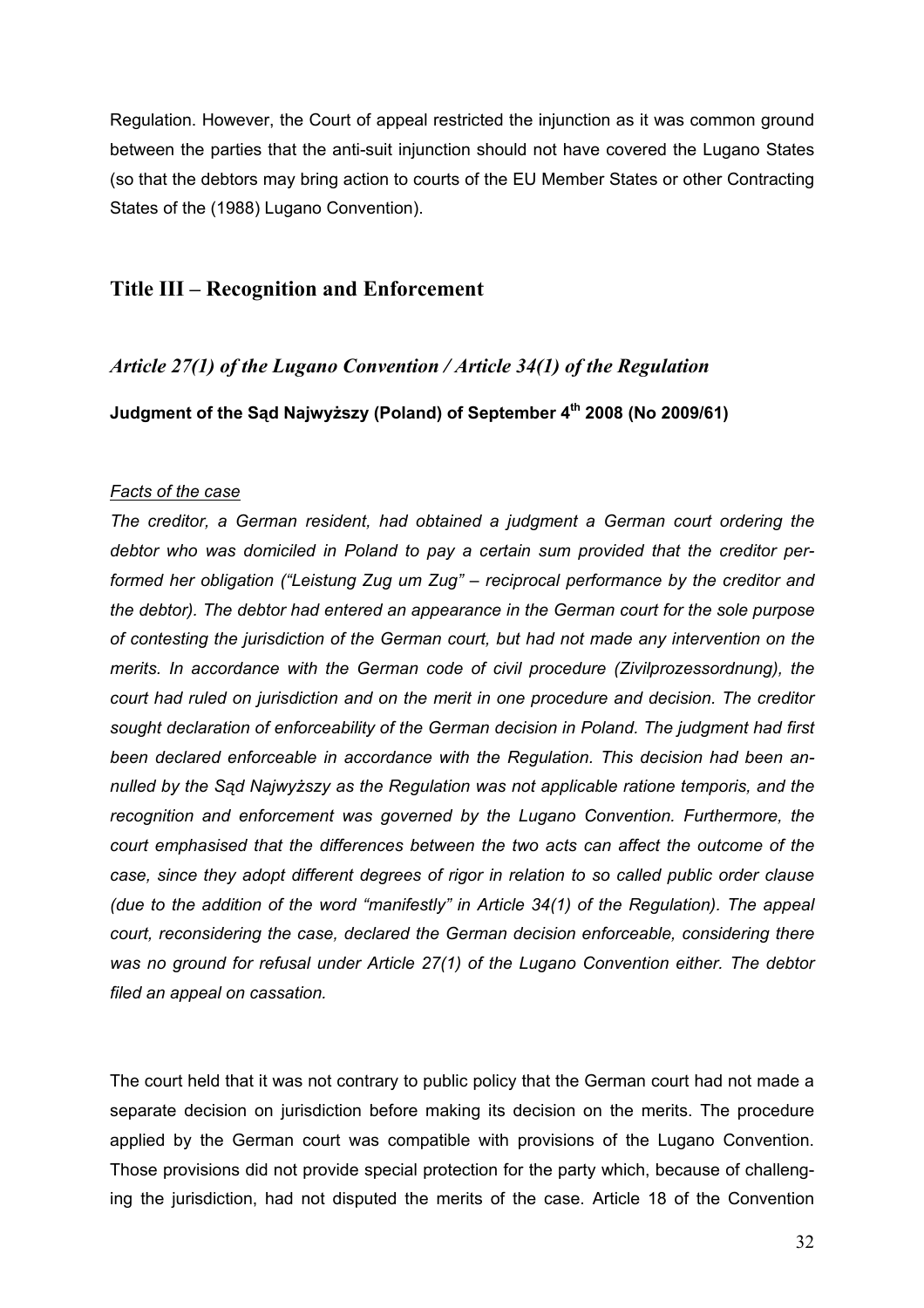Regulation. However, the Court of appeal restricted the injunction as it was common ground between the parties that the anti-suit injunction should not have covered the Lugano States (so that the debtors may bring action to courts of the EU Member States or other Contracting States of the (1988) Lugano Convention).

## Title III – Recognition and Enforcement

### *Article 27(1) of the Lugano Convention / Article 34(1) of the Regulation*

**Judgment of the Sąd Najwyższy (Poland) of September 4th 2008 (No 2009/61)**

*Facts of the case*

*The creditor, a German resident, had obtained a judgment a German court ordering the debtor who was domiciled in Poland to pay a certain sum provided that the creditor performed her obligation ("Leistung Zug um Zug" – reciprocal performance by the creditor and the debtor). The debtor had entered an appearance in the German court for the sole purpose of contesting the jurisdiction of the German court, but had not made any intervention on the merits. In accordance with the German code of civil procedure (Zivilprozessordnung), the court had ruled on jurisdiction and on the merit in one procedure and decision. The creditor sought declaration of enforceability of the German decision in Poland. The judgment had first been declared enforceable in accordance with the Regulation. This decision had been annulled by the Sąd Najwyższy as the Regulation was not applicable ratione temporis, and the recognition and enforcement was governed by the Lugano Convention. Furthermore, the court emphasised that the differences between the two acts can affect the outcome of the case, since they adopt different degrees of rigor in relation to so called public order clause (due to the addition of the word "manifestly" in Article 34(1) of the Regulation). The appeal court, reconsidering the case, declared the German decision enforceable, considering there was no ground for refusal under Article 27(1) of the Lugano Convention either. The debtor filed an appeal on cassation.*

The court held that it was not contrary to public policy that the German court had not made a separate decision on jurisdiction before making its decision on the merits. The procedure applied by the German court was compatible with provisions of the Lugano Convention. Those provisions did not provide special protection for the party which, because of challenging the jurisdiction, had not disputed the merits of the case. Article 18 of the Convention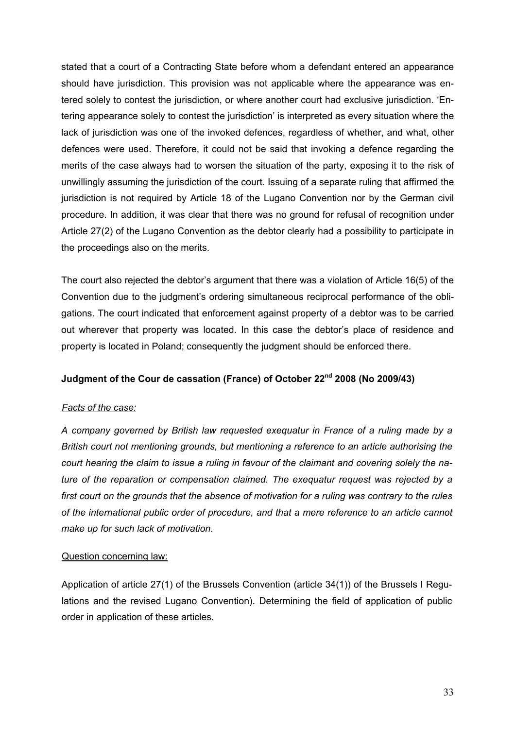stated that a court of a Contracting State before whom a defendant entered an appearance should have jurisdiction. This provision was not applicable where the appearance was entered solely to contest the jurisdiction, or where another court had exclusive jurisdiction. 'Entering appearance solely to contest the jurisdiction' is interpreted as every situation where the lack of jurisdiction was one of the invoked defences, regardless of whether, and what, other defences were used. Therefore, it could not be said that invoking a defence regarding the merits of the case always had to worsen the situation of the party, exposing it to the risk of unwillingly assuming the jurisdiction of the court. Issuing of a separate ruling that affirmed the jurisdiction is not required by Article 18 of the Lugano Convention nor by the German civil procedure. In addition, it was clear that there was no ground for refusal of recognition under Article 27(2) of the Lugano Convention as the debtor clearly had a possibility to participate in the proceedings also on the merits.

The court also rejected the debtor's argument that there was a violation of Article 16(5) of the Convention due to the judgment's ordering simultaneous reciprocal performance of the obligations. The court indicated that enforcement against property of a debtor was to be carried out wherever that property was located. In this case the debtor's place of residence and property is located in Poland; consequently the judgment should be enforced there.

**Judgment of the Cour de cassation (France) of October 22nd 2008 (No 2009/43)**

*Facts of the case:*

*A company governed by British law requested exequatur in France of a ruling made by a British court not mentioning grounds, but mentioning a reference to an article authorising the court hearing the claim to issue a ruling in favour of the claimant and covering solely the nature of the reparation or compensation claimed. The exequatur request was rejected by a first court on the grounds that the absence of motivation for a ruling was contrary to the rules of the international public order of procedure, and that a mere reference to an article cannot make up for such lack of motivation.*

Question concerning law:

Application of article 27(1) of the Brussels Convention (article 34(1)) of the Brussels I Regulations and the revised Lugano Convention). Determining the field of application of public order in application of these articles.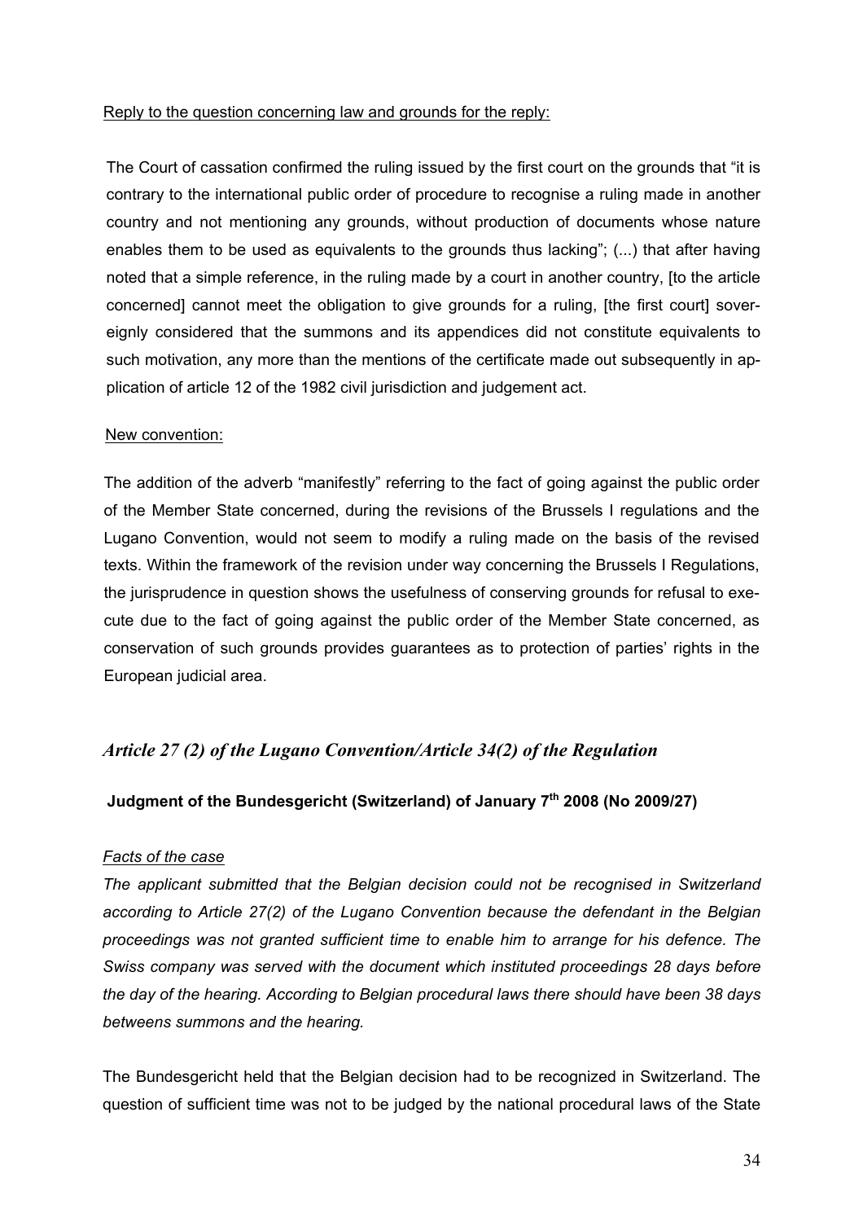Reply to the question concerning law and grounds for the reply:

The Court of cassation confirmed the ruling issued by the first court on the grounds that "it is contrary to the international public order of procedure to recognise a ruling made in another country and not mentioning any grounds, without production of documents whose nature enables them to be used as equivalents to the grounds thus lacking"; (...) that after having noted that a simple reference, in the ruling made by a court in another country, [to the article concerned] cannot meet the obligation to give grounds for a ruling, [the first court] sovereignly considered that the summons and its appendices did not constitute equivalents to such motivation, any more than the mentions of the certificate made out subsequently in application of article 12 of the 1982 civil jurisdiction and judgement act.

New convention:

The addition of the adverb "manifestly" referring to the fact of going against the public order of the Member State concerned, during the revisions of the Brussels I regulations and the Lugano Convention, would not seem to modify a ruling made on the basis of the revised texts. Within the framework of the revision under way concerning the Brussels I Regulations, the jurisprudence in question shows the usefulness of conserving grounds for refusal to execute due to the fact of going against the public order of the Member State concerned, as conservation of such grounds provides guarantees as to protection of parties' rights in the European judicial area.

## *Article 27 (2) of the Lugano Convention/Article 34(2) of the Regulation*

### Judgment of the Bundesgericht (Switzerland) of January 7th 2008 (No 2009/27)

*Facts of the case*

*The applicant submitted that the Belgian decision could not be recognised in Switzerland according to Article 27(2) of the Lugano Convention because the defendant in the Belgian proceedings was not granted sufficient time to enable him to arrange for his defence. The Swiss company was served with the document which instituted proceedings 28 days before the day of the hearing. According to Belgian procedural laws there should have been 38 days betweens summons and the hearing.*

The Bundesgericht held that the Belgian decision had to be recognized in Switzerland. The question of sufficient time was not to be judged by the national procedural laws of the State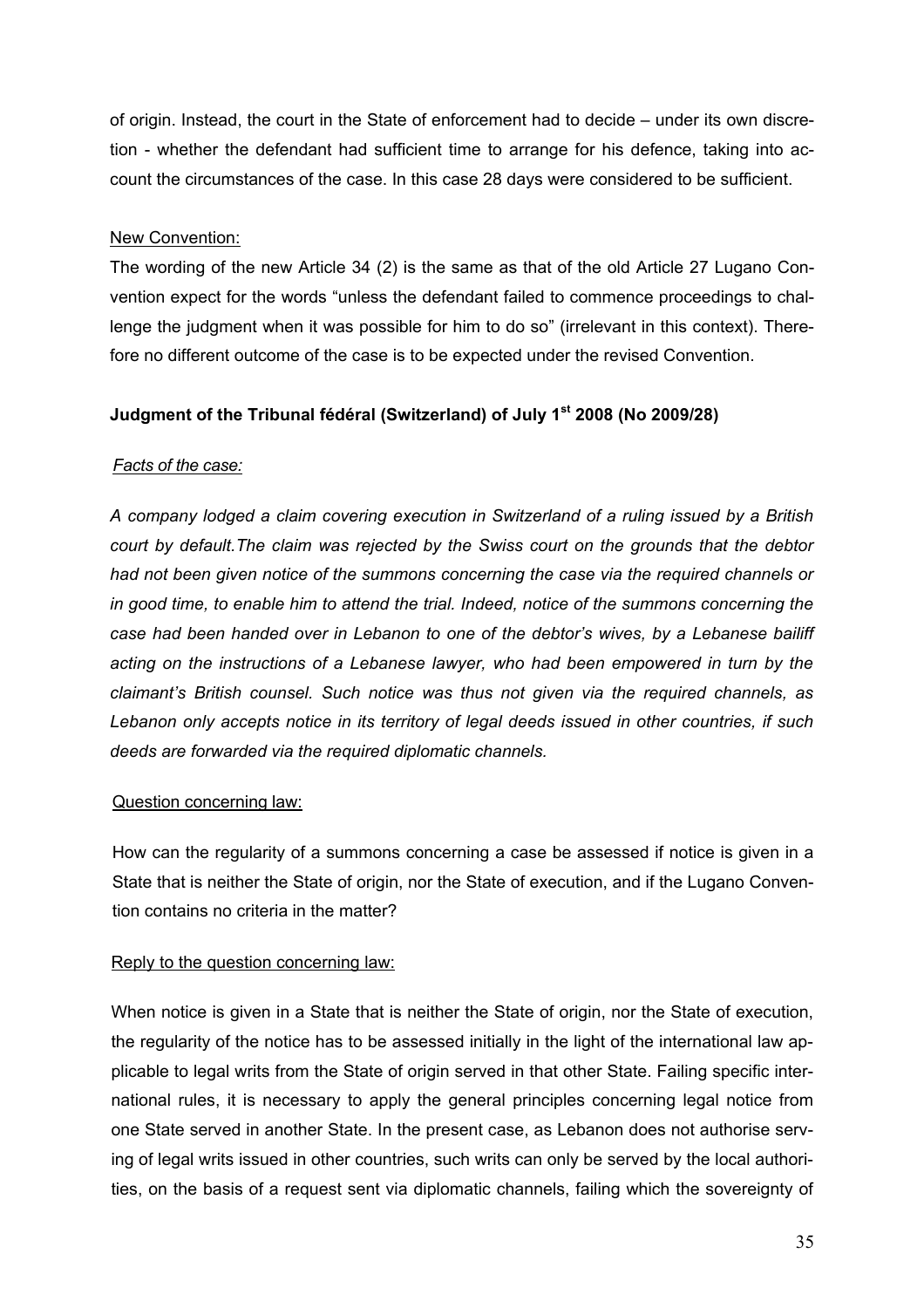of origin. Instead, the court in the State of enforcement had to decide – under its own discretion - whether the defendant had sufficient time to arrange for his defence, taking into account the circumstances of the case. In this case 28 days were considered to be sufficient.

New Convention:

The wording of the new Article 34 (2) is the same as that of the old Article 27 Lugano Convention expect for the words "unless the defendant failed to commence proceedings to challenge the judgment when it was possible for him to do so" (irrelevant in this context). Therefore no different outcome of the case is to be expected under the revised Convention.

**Judgment of the Tribunal fédéral (Switzerland) of July 1st 2008 (No 2009/28)**

*Facts of the case:*

*A company lodged a claim covering execution in Switzerland of a ruling issued by a British court by default.The claim was rejected by the Swiss court on the grounds that the debtor had not been given notice of the summons concerning the case via the required channels or in good time, to enable him to attend the trial. Indeed, notice of the summons concerning the case had been handed over in Lebanon to one of the debtor's wives, by a Lebanese bailiff acting on the instructions of a Lebanese lawyer, who had been empowered in turn by the claimant's British counsel. Such notice was thus not given via the required channels, as Lebanon only accepts notice in its territory of legal deeds issued in other countries, if such deeds are forwarded via the required diplomatic channels.*

Question concerning law:

How can the regularity of a summons concerning a case be assessed if notice is given in a State that is neither the State of origin, nor the State of execution, and if the Lugano Convention contains no criteria in the matter?

Reply to the question concerning law:

When notice is given in a State that is neither the State of origin, nor the State of execution, the regularity of the notice has to be assessed initially in the light of the international law applicable to legal writs from the State of origin served in that other State. Failing specific international rules, it is necessary to apply the general principles concerning legal notice from one State served in another State. In the present case, as Lebanon does not authorise serving of legal writs issued in other countries, such writs can only be served by the local authorities, on the basis of a request sent via diplomatic channels, failing which the sovereignty of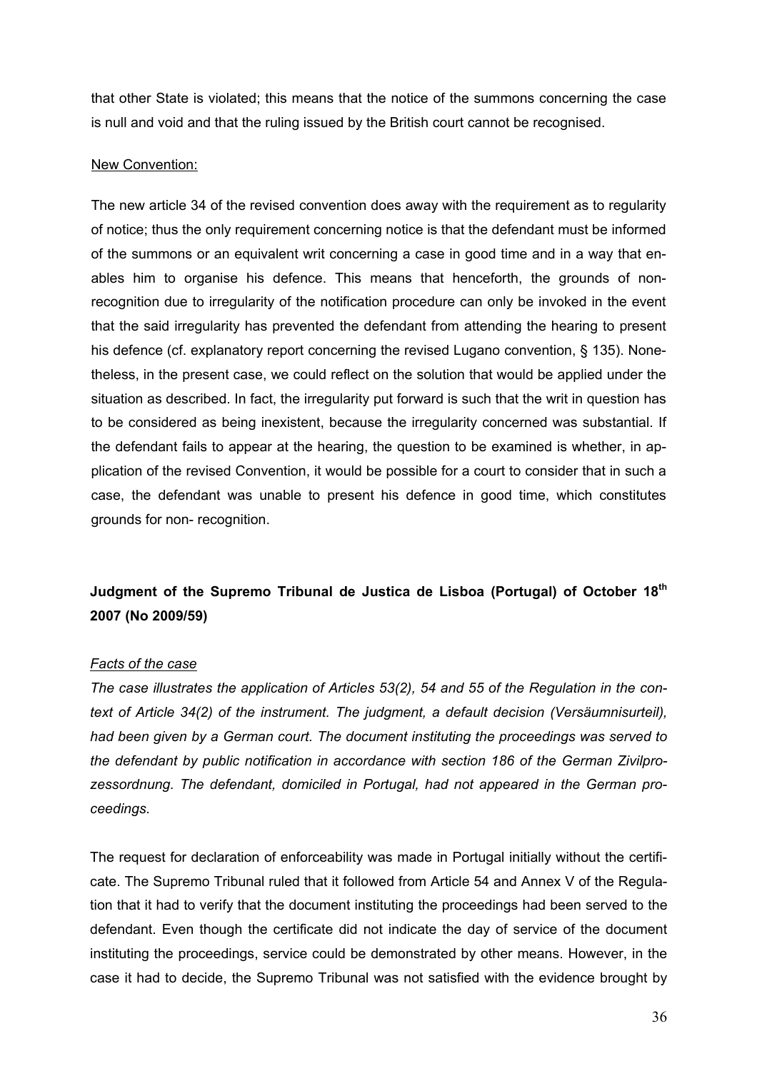that other State is violated; this means that the notice of the summons concerning the case is null and void and that the ruling issued by the British court cannot be recognised.

New Convention:

The new article 34 of the revised convention does away with the requirement as to regularity of notice; thus the only requirement concerning notice is that the defendant must be informed of the summons or an equivalent writ concerning a case in good time and in a way that enables him to organise his defence. This means that henceforth, the grounds of non-recognition due to irregularity of the notification procedure can only be invoked in the event that the said irregularity has prevented the defendant from attending the hearing to present his defence (cf. explanatory report concerning the revised Lugano convention, § 135). Nonetheless, in the present case, we could reflect on the solution that would be applied under the situation as described. In fact, the irregularity put forward is such that the writ in question has to be considered as being inexistent, because the irregularity concerned was substantial. If the defendant fails to appear at the hearing, the question to be examined is whether, in application of the revised Convention, it would be possible for a court to consider that in such a case, the defendant was unable to present his defence in good time, which constitutes grounds for non- recognition.

## Judgment of the Supremo Tribunal de Justica de Lisboa (Portugal) of October 18th 2007 (No 2009/59)

*Facts of the case*

*The case illustrates the application of Articles 53(2), 54 and 55 of the Regulation in the context of Article 34(2) of the instrument. The judgment, a default decision (Versäumnisurteil), had been given by a German court. The document instituting the proceedings was served to the defendant by public notification in accordance with section 186 of the German Zivilprozessordnung. The defendant, domiciled in Portugal, had not appeared in the German proceedings.*

The request for declaration of enforceability was made in Portugal initially without the certificate. The Supremo Tribunal ruled that it followed from Article 54 and Annex V of the Regulation that it had to verify that the document instituting the proceedings had been served to the defendant. Even though the certificate did not indicate the day of service of the document instituting the proceedings, service could be demonstrated by other means. However, in the case it had to decide, the Supremo Tribunal was not satisfied with the evidence brought by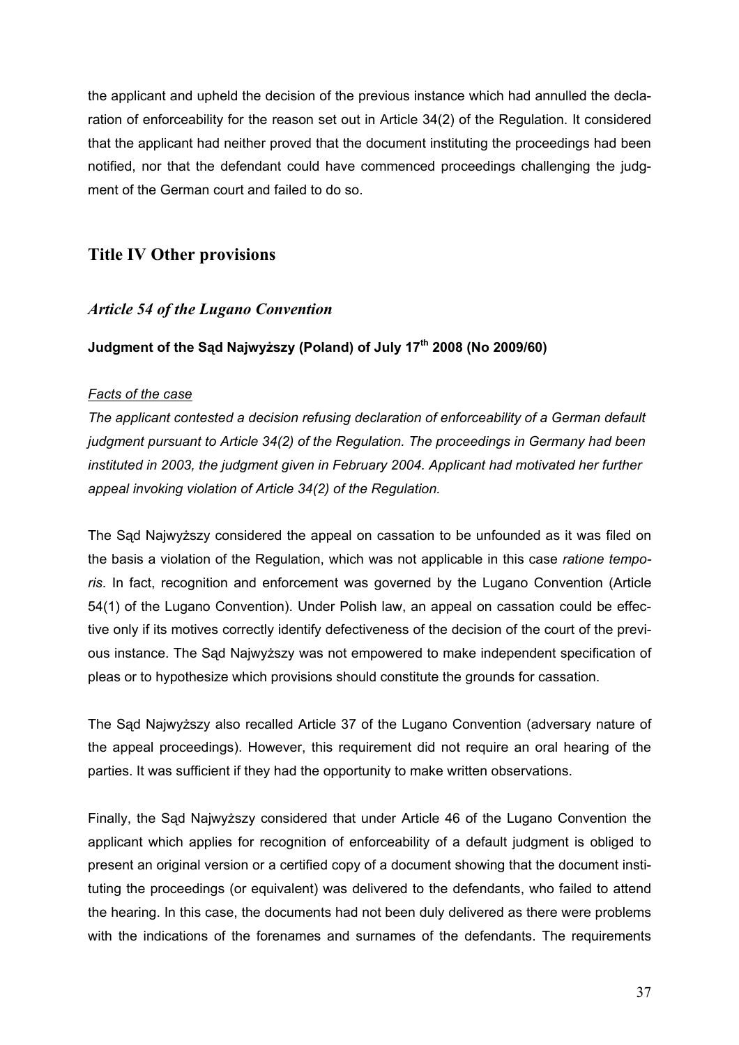the applicant and upheld the decision of the previous instance which had annulled the declaration of enforceability for the reason set out in Article 34(2) of the Regulation. It considered that the applicant had neither proved that the document instituting the proceedings had been notified, nor that the defendant could have commenced proceedings challenging the judgment of the German court and failed to do so.

# Title IV Other provisions

## *Article 54 of the Lugano Convention*

**Judgment of the Sąd Najwyższy (Poland) of July 17th 2008 (No 2009/60)**

*Facts of the case*

*The applicant contested a decision refusing declaration of enforceability of a German default judgment pursuant to Article 34(2) of the Regulation. The proceedings in Germany had been instituted in 2003, the judgment given in February 2004. Applicant had motivated her further appeal invoking violation of Article 34(2) of the Regulation.*

The Sąd Najwyższy considered the appeal on cassation to be unfounded as it was filed on the basis a violation of the Regulation, which was not applicable in this case *ratione temporis*. In fact, recognition and enforcement was governed by the Lugano Convention (Article 54(1) of the Lugano Convention). Under Polish law, an appeal on cassation could be effective only if its motives correctly identify defectiveness of the decision of the court of the previous instance. The Sąd Najwyższy was not empowered to make independent specification of pleas or to hypothesize which provisions should constitute the grounds for cassation.

The Sąd Najwyższy also recalled Article 37 of the Lugano Convention (adversary nature of the appeal proceedings). However, this requirement did not require an oral hearing of the parties. It was sufficient if they had the opportunity to make written observations.

Finally, the Sąd Najwyższy considered that under Article 46 of the Lugano Convention the applicant which applies for recognition of enforceability of a default judgment is obliged to present an original version or a certified copy of a document showing that the document instituting the proceedings (or equivalent) was delivered to the defendants, who failed to attend the hearing. In this case, the documents had not been duly delivered as there were problems with the indications of the forenames and surnames of the defendants. The requirements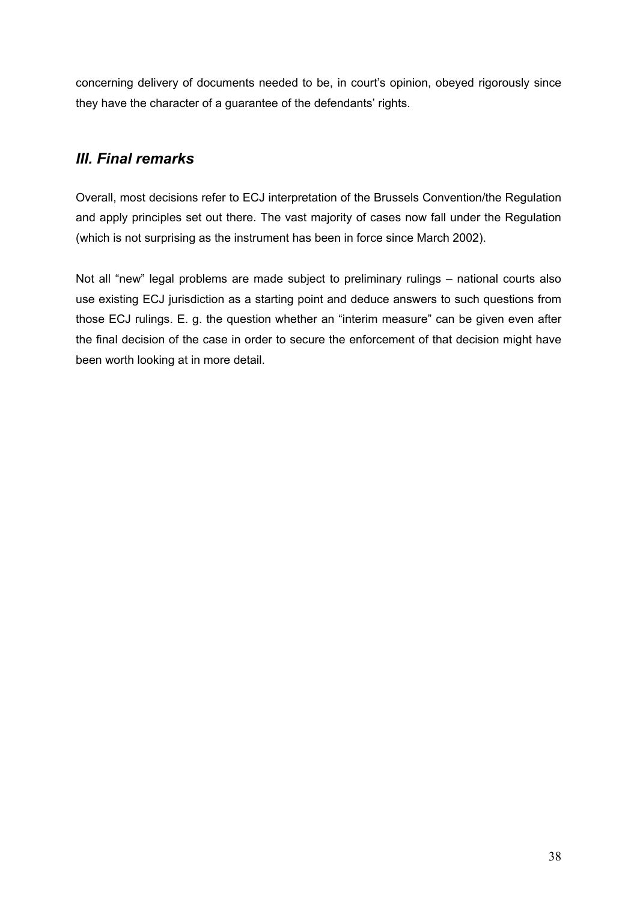concerning delivery of documents needed to be, in court's opinion, obeyed rigorously since they have the character of a guarantee of the defendants' rights.

## *III. Final remarks*

Overall, most decisions refer to ECJ interpretation of the Brussels Convention/the Regulation and apply principles set out there. The vast majority of cases now fall under the Regulation (which is not surprising as the instrument has been in force since March 2002).

Not all "new" legal problems are made subject to preliminary rulings – national courts also use existing ECJ jurisdiction as a starting point and deduce answers to such questions from those ECJ rulings. E. g. the question whether an "interim measure" can be given even after the final decision of the case in order to secure the enforcement of that decision might have been worth looking at in more detail.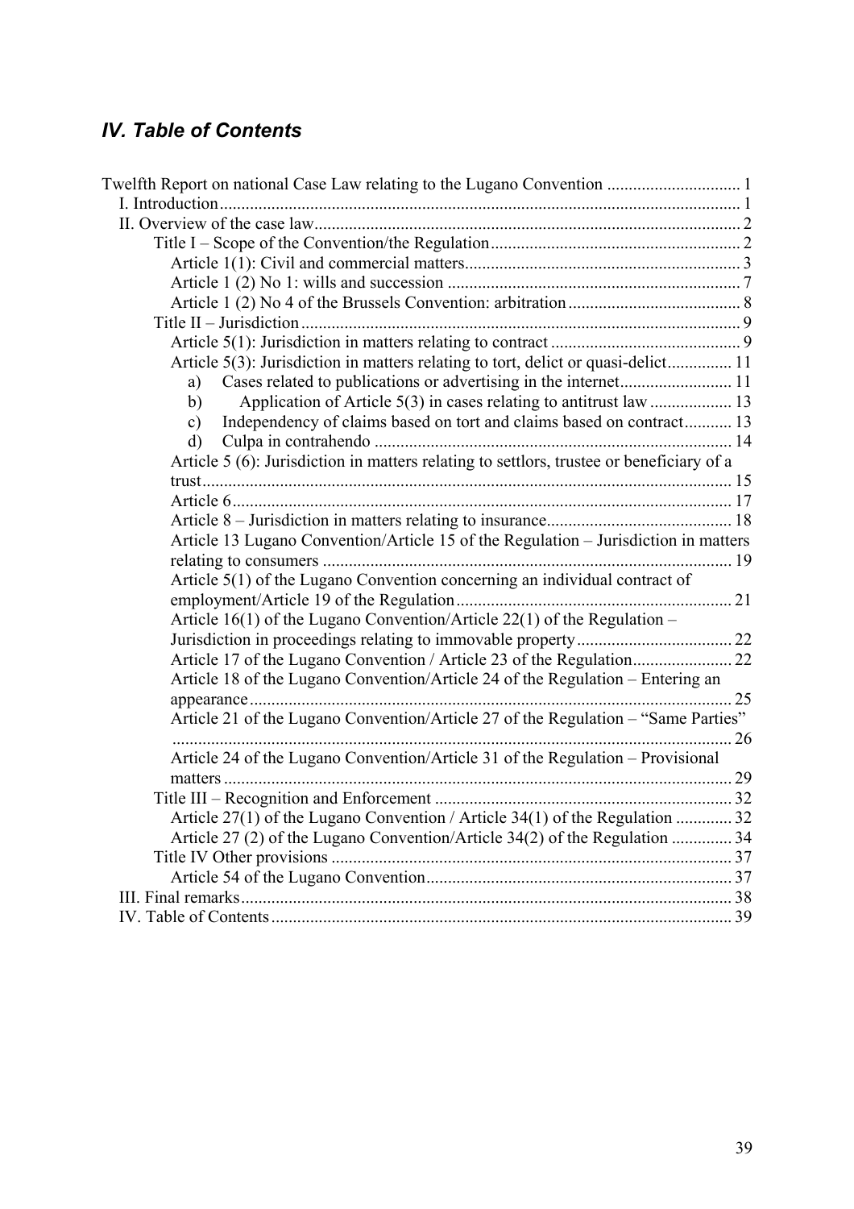## *IV. Table of Contents*

Twelfth Report on national Case Law relating to the Lugano Convention ............................... 1
- I. Introduction ........................................................................................................................ 1
- II. Overview of the case law .................................................................................................. 2
  - Title I – Scope of the Convention/the Regulation .......................................................... 2
    - Article 1(1): Civil and commercial matters ................................................................ 3
    - Article 1 (2) No 1: wills and succession ................................................................... 7
    - Article 1 (2) No 4 of the Brussels Convention: arbitration ........................................ 8
  - Title II – Jurisdiction ...................................................................................................... 9
    - Article 5(1): Jurisdiction in matters relating to contract ............................................ 9
    - Article 5(3): Jurisdiction in matters relating to tort, delict or quasi-delict ............... 11
      - a) Cases related to publications or advertising in the internet .......................... 11
      - b) Application of Article 5(3) in cases relating to antitrust law ................... 13
      - c) Independency of claims based on tort and claims based on contract ........... 13
      - d) Culpa in contrahendo .................................................................................. 14
    - Article 5 (6): Jurisdiction in matters relating to settlors, trustee or beneficiary of a trust ........................................................................................................................... 15
    - Article 6 .................................................................................................................... 17
    - Article 8 – Jurisdiction in matters relating to insurance ........................................... 18
    - Article 13 Lugano Convention/Article 15 of the Regulation – Jurisdiction in matters relating to consumers .............................................................................................. 19
    - Article 5(1) of the Lugano Convention concerning an individual contract of employment/Article 19 of the Regulation ............................................................... 21
    - Article 16(1) of the Lugano Convention/Article 22(1) of the Regulation – Jurisdiction in proceedings relating to immovable property .................................... 22
    - Article 17 of the Lugano Convention / Article 23 of the Regulation ....................... 22
    - Article 18 of the Lugano Convention/Article 24 of the Regulation – Entering an appearance ............................................................................................................... 25
    - Article 21 of the Lugano Convention/Article 27 of the Regulation – "Same Parties" ................................................................................................................................. 26
    - Article 24 of the Lugano Convention/Article 31 of the Regulation – Provisional matters ..................................................................................................................... 29
  - Title III – Recognition and Enforcement .................................................................... 32
    - Article 27(1) of the Lugano Convention / Article 34(1) of the Regulation ............. 32
    - Article 27 (2) of the Lugano Convention/Article 34(2) of the Regulation .............. 34
  - Title IV Other provisions ............................................................................................ 37
    - Article 54 of the Lugano Convention ...................................................................... 37
- III. Final remarks ................................................................................................................. 38
- IV. Table of Contents .......................................................................................................... 39